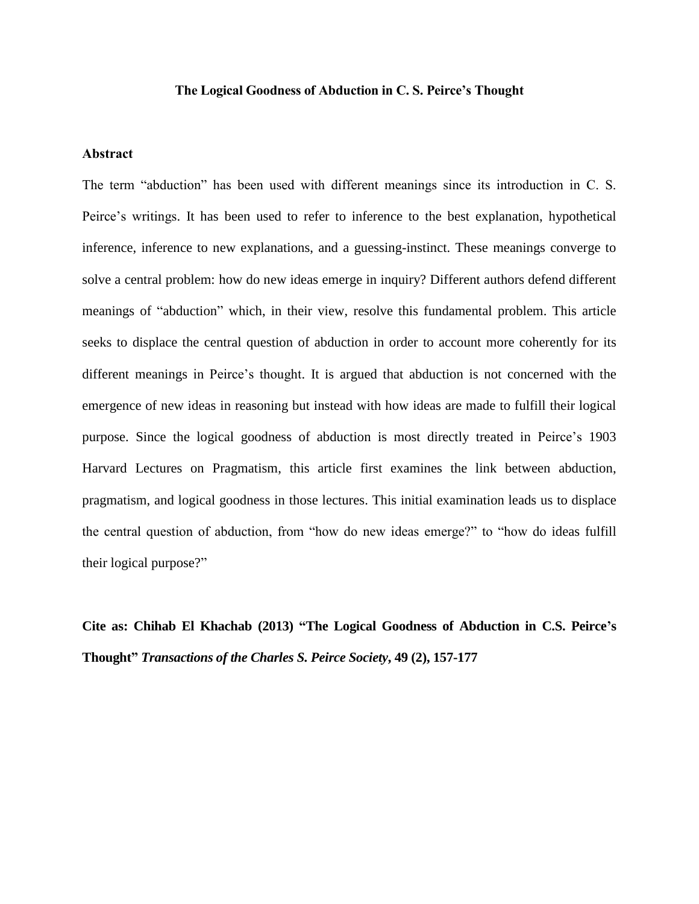# The Logical Goodness of Abduction in C. S. Peirce's Thought

## Abstract

The term "abduction" has been used with different meanings since its introduction in C. S. Peirce's writings. It has been used to refer to inference to the best explanation, hypothetical inference, inference to new explanations, and a guessing-instinct. These meanings converge to solve a central problem: how do new ideas emerge in inquiry? Different authors defend different meanings of "abduction" which, in their view, resolve this fundamental problem. This article seeks to displace the central question of abduction in order to account more coherently for its different meanings in Peirce's thought. It is argued that abduction is not concerned with the emergence of new ideas in reasoning but instead with how ideas are made to fulfill their logical purpose. Since the logical goodness of abduction is most directly treated in Peirce's 1903 Harvard Lectures on Pragmatism, this article first examines the link between abduction, pragmatism, and logical goodness in those lectures. This initial examination leads us to displace the central question of abduction, from "how do new ideas emerge?" to "how do ideas fulfill their logical purpose?"

**Cite as: Chihab El Khachab (2013) "The Logical Goodness of Abduction in C.S. Peirce's Thought"** ***Transactions of the Charles S. Peirce Society*****, 49 (2), 157-177**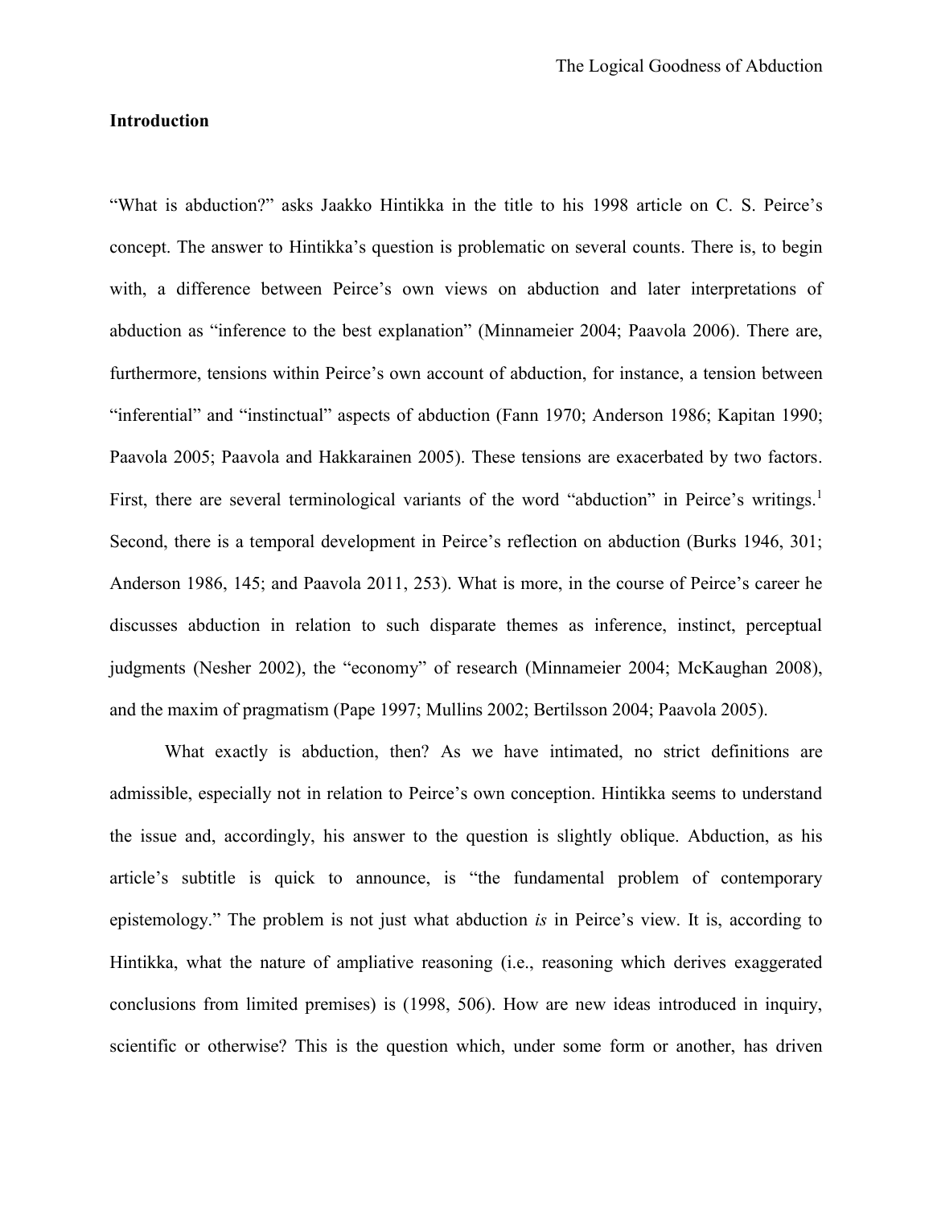## Introduction

"What is abduction?" asks Jaakko Hintikka in the title to his 1998 article on C. S. Peirce's concept. The answer to Hintikka's question is problematic on several counts. There is, to begin with, a difference between Peirce's own views on abduction and later interpretations of abduction as "inference to the best explanation" (Minnameier 2004; Paavola 2006). There are, furthermore, tensions within Peirce's own account of abduction, for instance, a tension between "inferential" and "instinctual" aspects of abduction (Fann 1970; Anderson 1986; Kapitan 1990; Paavola 2005; Paavola and Hakkarainen 2005). These tensions are exacerbated by two factors. First, there are several terminological variants of the word "abduction" in Peirce's writings.[1] Second, there is a temporal development in Peirce's reflection on abduction (Burks 1946, 301; Anderson 1986, 145; and Paavola 2011, 253). What is more, in the course of Peirce's career he discusses abduction in relation to such disparate themes as inference, instinct, perceptual judgments (Nesher 2002), the "economy" of research (Minnameier 2004; McKaughan 2008), and the maxim of pragmatism (Pape 1997; Mullins 2002; Bertilsson 2004; Paavola 2005).

What exactly is abduction, then? As we have intimated, no strict definitions are admissible, especially not in relation to Peirce's own conception. Hintikka seems to understand the issue and, accordingly, his answer to the question is slightly oblique. Abduction, as his article's subtitle is quick to announce, is "the fundamental problem of contemporary epistemology." The problem is not just what abduction *is* in Peirce's view. It is, according to Hintikka, what the nature of ampliative reasoning (i.e., reasoning which derives exaggerated conclusions from limited premises) is (1998, 506). How are new ideas introduced in inquiry, scientific or otherwise? This is the question which, under some form or another, has driven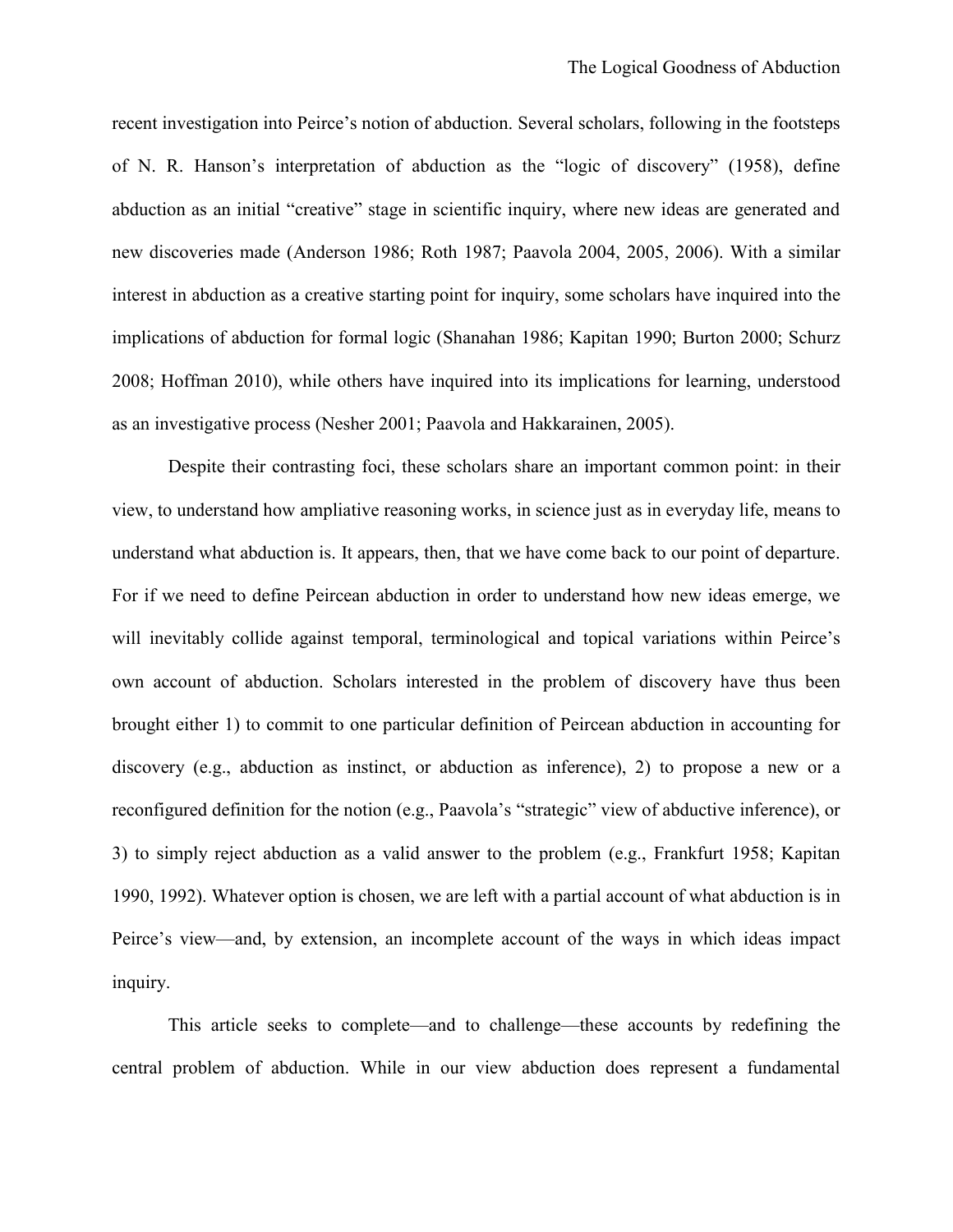recent investigation into Peirce's notion of abduction. Several scholars, following in the footsteps of N. R. Hanson's interpretation of abduction as the "logic of discovery" (1958), define abduction as an initial "creative" stage in scientific inquiry, where new ideas are generated and new discoveries made (Anderson 1986; Roth 1987; Paavola 2004, 2005, 2006). With a similar interest in abduction as a creative starting point for inquiry, some scholars have inquired into the implications of abduction for formal logic (Shanahan 1986; Kapitan 1990; Burton 2000; Schurz 2008; Hoffman 2010), while others have inquired into its implications for learning, understood as an investigative process (Nesher 2001; Paavola and Hakkarainen, 2005).

Despite their contrasting foci, these scholars share an important common point: in their view, to understand how ampliative reasoning works, in science just as in everyday life, means to understand what abduction is. It appears, then, that we have come back to our point of departure. For if we need to define Peircean abduction in order to understand how new ideas emerge, we will inevitably collide against temporal, terminological and topical variations within Peirce's own account of abduction. Scholars interested in the problem of discovery have thus been brought either 1) to commit to one particular definition of Peircean abduction in accounting for discovery (e.g., abduction as instinct, or abduction as inference), 2) to propose a new or a reconfigured definition for the notion (e.g., Paavola's "strategic" view of abductive inference), or 3) to simply reject abduction as a valid answer to the problem (e.g., Frankfurt 1958; Kapitan 1990, 1992). Whatever option is chosen, we are left with a partial account of what abduction is in Peirce's view—and, by extension, an incomplete account of the ways in which ideas impact inquiry.

This article seeks to complete—and to challenge—these accounts by redefining the central problem of abduction. While in our view abduction does represent a fundamental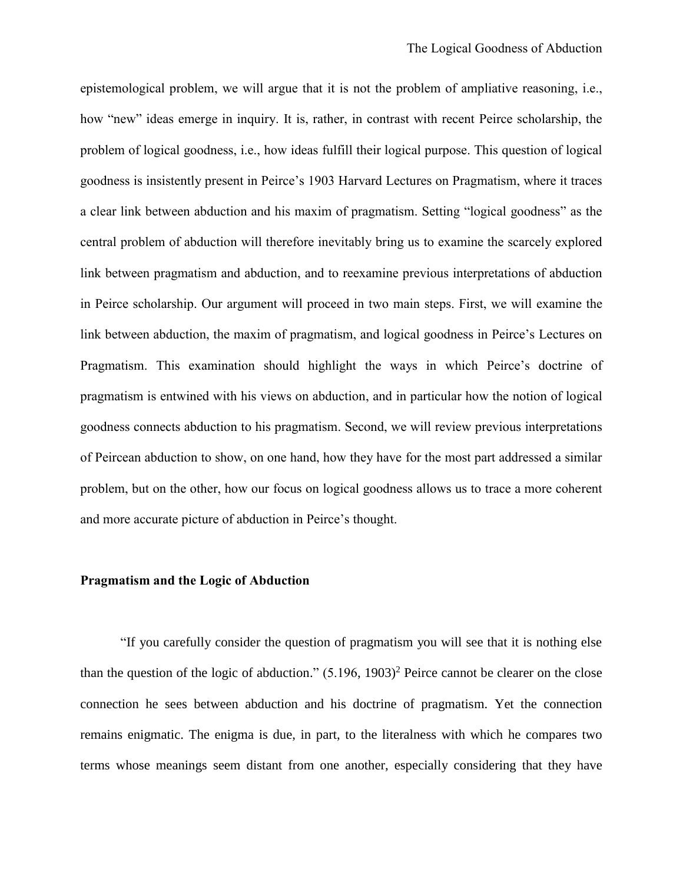epistemological problem, we will argue that it is not the problem of ampliative reasoning, i.e., how "new" ideas emerge in inquiry. It is, rather, in contrast with recent Peirce scholarship, the problem of logical goodness, i.e., how ideas fulfill their logical purpose. This question of logical goodness is insistently present in Peirce's 1903 Harvard Lectures on Pragmatism, where it traces a clear link between abduction and his maxim of pragmatism. Setting "logical goodness" as the central problem of abduction will therefore inevitably bring us to examine the scarcely explored link between pragmatism and abduction, and to reexamine previous interpretations of abduction in Peirce scholarship. Our argument will proceed in two main steps. First, we will examine the link between abduction, the maxim of pragmatism, and logical goodness in Peirce's Lectures on Pragmatism. This examination should highlight the ways in which Peirce's doctrine of pragmatism is entwined with his views on abduction, and in particular how the notion of logical goodness connects abduction to his pragmatism. Second, we will review previous interpretations of Peircean abduction to show, on one hand, how they have for the most part addressed a similar problem, but on the other, how our focus on logical goodness allows us to trace a more coherent and more accurate picture of abduction in Peirce's thought.

## Pragmatism and the Logic of Abduction

"If you carefully consider the question of pragmatism you will see that it is nothing else than the question of the logic of abduction." (5.196, 1903)[2] Peirce cannot be clearer on the close connection he sees between abduction and his doctrine of pragmatism. Yet the connection remains enigmatic. The enigma is due, in part, to the literalness with which he compares two terms whose meanings seem distant from one another, especially considering that they have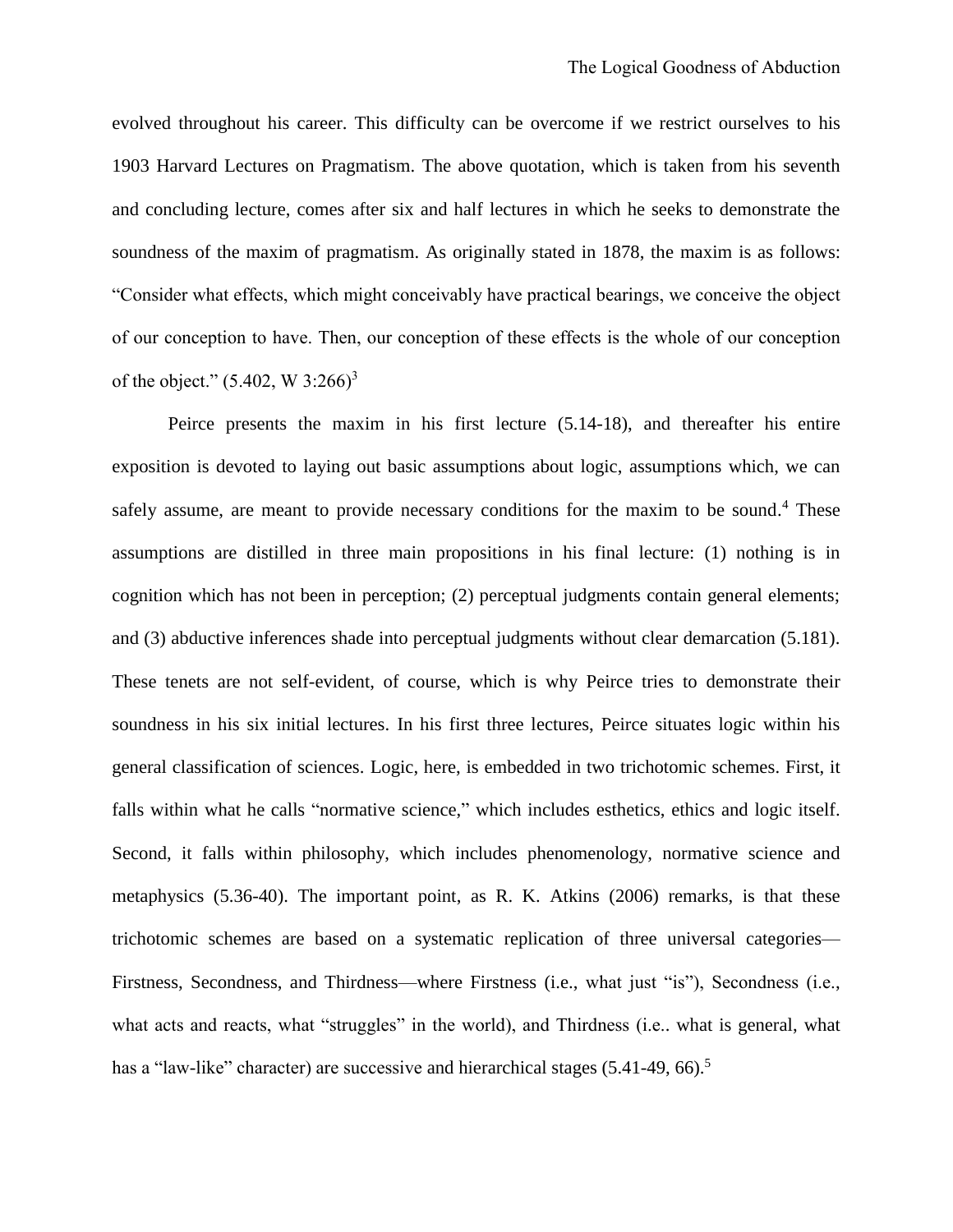evolved throughout his career. This difficulty can be overcome if we restrict ourselves to his 1903 Harvard Lectures on Pragmatism. The above quotation, which is taken from his seventh and concluding lecture, comes after six and half lectures in which he seeks to demonstrate the soundness of the maxim of pragmatism. As originally stated in 1878, the maxim is as follows: "Consider what effects, which might conceivably have practical bearings, we conceive the object of our conception to have. Then, our conception of these effects is the whole of our conception of the object." (5.402, W 3:266)[3]

Peirce presents the maxim in his first lecture (5.14-18), and thereafter his entire exposition is devoted to laying out basic assumptions about logic, assumptions which, we can safely assume, are meant to provide necessary conditions for the maxim to be sound.[4] These assumptions are distilled in three main propositions in his final lecture: (1) nothing is in cognition which has not been in perception; (2) perceptual judgments contain general elements; and (3) abductive inferences shade into perceptual judgments without clear demarcation (5.181). These tenets are not self-evident, of course, which is why Peirce tries to demonstrate their soundness in his six initial lectures. In his first three lectures, Peirce situates logic within his general classification of sciences. Logic, here, is embedded in two trichotomic schemes. First, it falls within what he calls "normative science," which includes esthetics, ethics and logic itself. Second, it falls within philosophy, which includes phenomenology, normative science and metaphysics (5.36-40). The important point, as R. K. Atkins (2006) remarks, is that these trichotomic schemes are based on a systematic replication of three universal categories—Firstness, Secondness, and Thirdness—where Firstness (i.e., what just "is"), Secondness (i.e., what acts and reacts, what "struggles" in the world), and Thirdness (i.e.. what is general, what has a "law-like" character) are successive and hierarchical stages (5.41-49, 66).[5]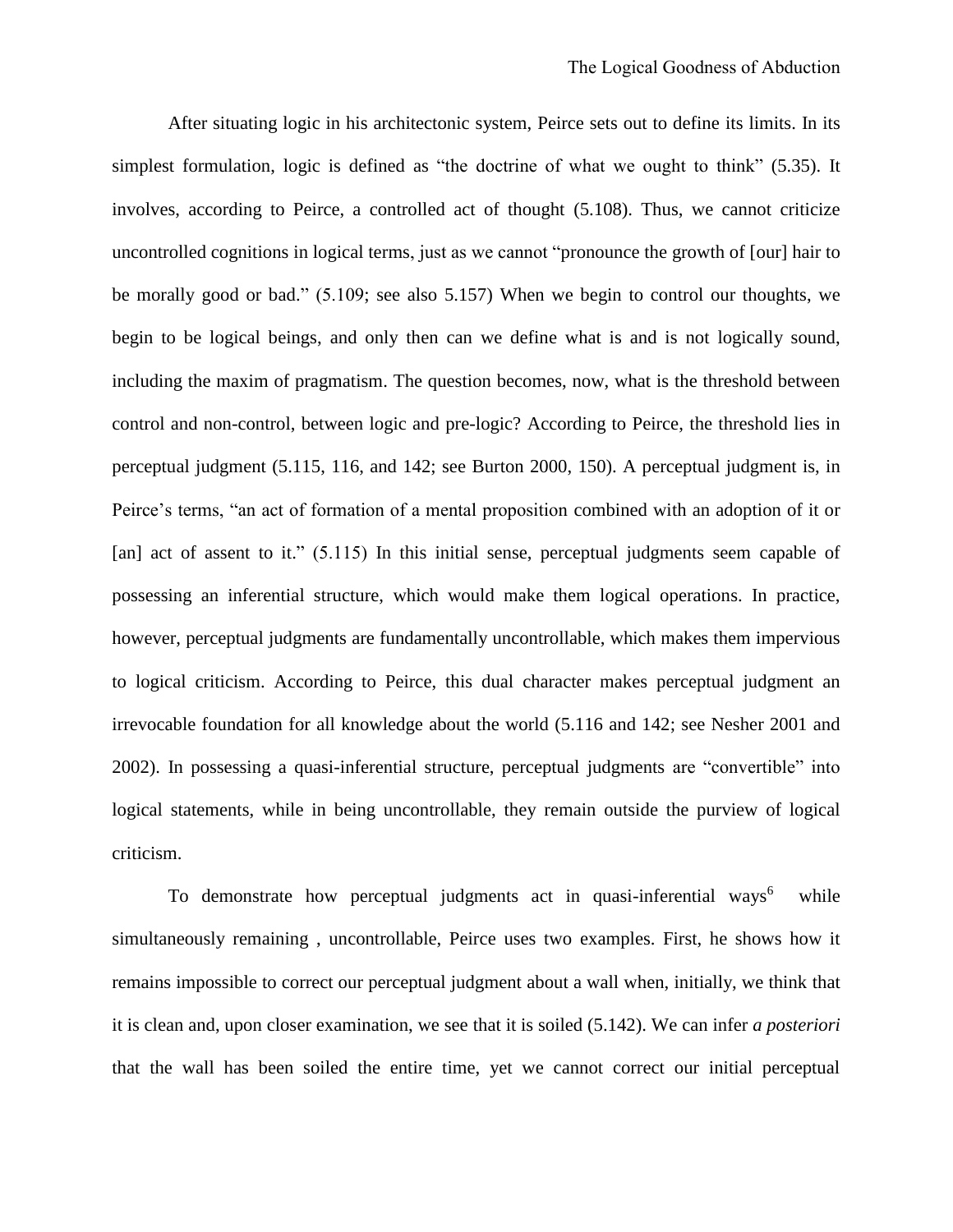After situating logic in his architectonic system, Peirce sets out to define its limits. In its simplest formulation, logic is defined as “the doctrine of what we ought to think” (5.35). It involves, according to Peirce, a controlled act of thought (5.108). Thus, we cannot criticize uncontrolled cognitions in logical terms, just as we cannot “pronounce the growth of [our] hair to be morally good or bad.” (5.109; see also 5.157) When we begin to control our thoughts, we begin to be logical beings, and only then can we define what is and is not logically sound, including the maxim of pragmatism. The question becomes, now, what is the threshold between control and non-control, between logic and pre-logic? According to Peirce, the threshold lies in perceptual judgment (5.115, 116, and 142; see Burton 2000, 150). A perceptual judgment is, in Peirce’s terms, “an act of formation of a mental proposition combined with an adoption of it or [an] act of assent to it.” (5.115) In this initial sense, perceptual judgments seem capable of possessing an inferential structure, which would make them logical operations. In practice, however, perceptual judgments are fundamentally uncontrollable, which makes them impervious to logical criticism. According to Peirce, this dual character makes perceptual judgment an irrevocable foundation for all knowledge about the world (5.116 and 142; see Nesher 2001 and 2002). In possessing a quasi-inferential structure, perceptual judgments are “convertible” into logical statements, while in being uncontrollable, they remain outside the purview of logical criticism.

To demonstrate how perceptual judgments act in quasi-inferential ways[6] while simultaneously remaining , uncontrollable, Peirce uses two examples. First, he shows how it remains impossible to correct our perceptual judgment about a wall when, initially, we think that it is clean and, upon closer examination, we see that it is soiled (5.142). We can infer *a posteriori* that the wall has been soiled the entire time, yet we cannot correct our initial perceptual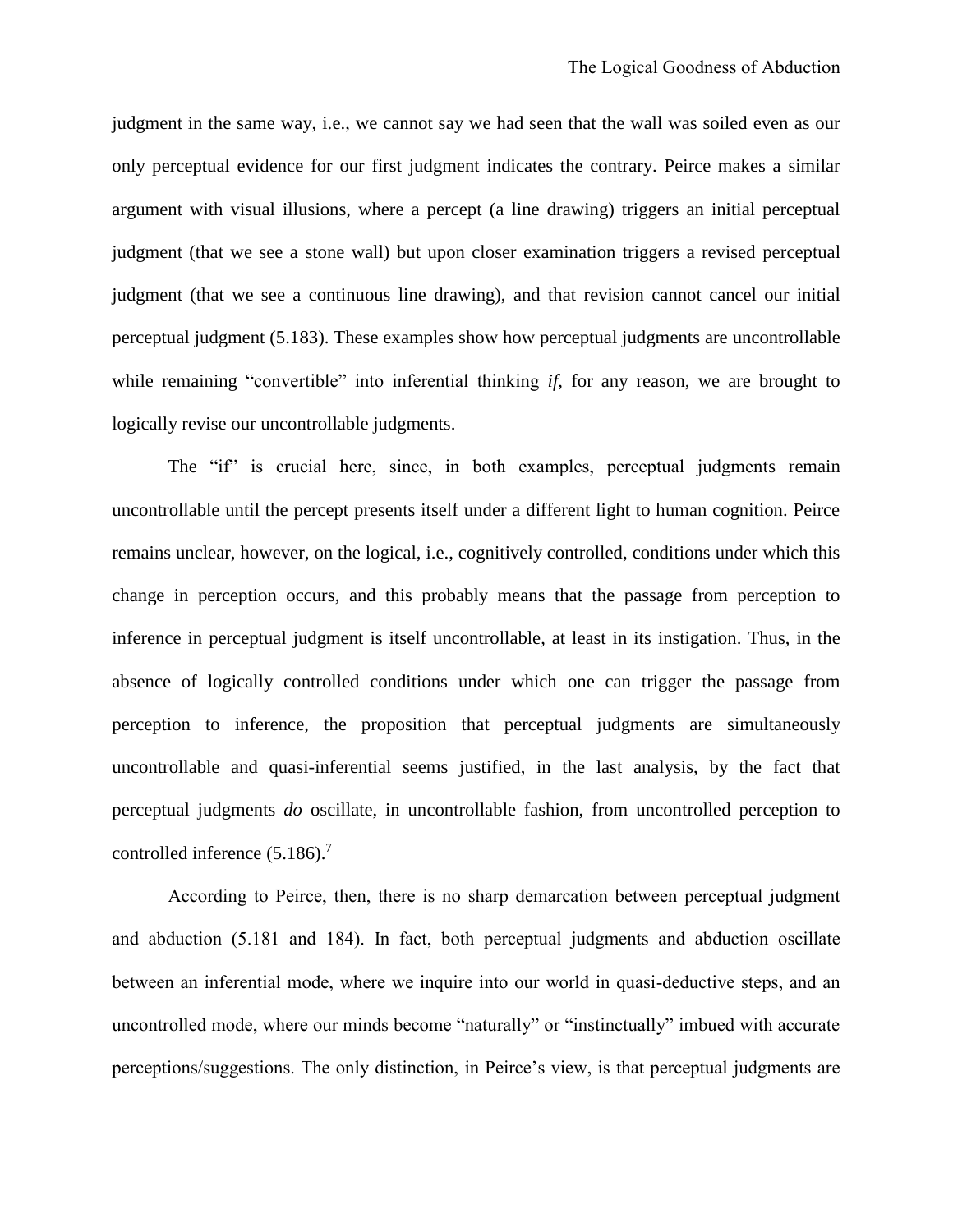judgment in the same way, i.e., we cannot say we had seen that the wall was soiled even as our only perceptual evidence for our first judgment indicates the contrary. Peirce makes a similar argument with visual illusions, where a percept (a line drawing) triggers an initial perceptual judgment (that we see a stone wall) but upon closer examination triggers a revised perceptual judgment (that we see a continuous line drawing), and that revision cannot cancel our initial perceptual judgment (5.183). These examples show how perceptual judgments are uncontrollable while remaining "convertible" into inferential thinking *if*, for any reason, we are brought to logically revise our uncontrollable judgments.

The "if" is crucial here, since, in both examples, perceptual judgments remain uncontrollable until the percept presents itself under a different light to human cognition. Peirce remains unclear, however, on the logical, i.e., cognitively controlled, conditions under which this change in perception occurs, and this probably means that the passage from perception to inference in perceptual judgment is itself uncontrollable, at least in its instigation. Thus, in the absence of logically controlled conditions under which one can trigger the passage from perception to inference, the proposition that perceptual judgments are simultaneously uncontrollable and quasi-inferential seems justified, in the last analysis, by the fact that perceptual judgments *do* oscillate, in uncontrollable fashion, from uncontrolled perception to controlled inference (5.186).[7]

According to Peirce, then, there is no sharp demarcation between perceptual judgment and abduction (5.181 and 184). In fact, both perceptual judgments and abduction oscillate between an inferential mode, where we inquire into our world in quasi-deductive steps, and an uncontrolled mode, where our minds become "naturally" or "instinctually" imbued with accurate perceptions/suggestions. The only distinction, in Peirce's view, is that perceptual judgments are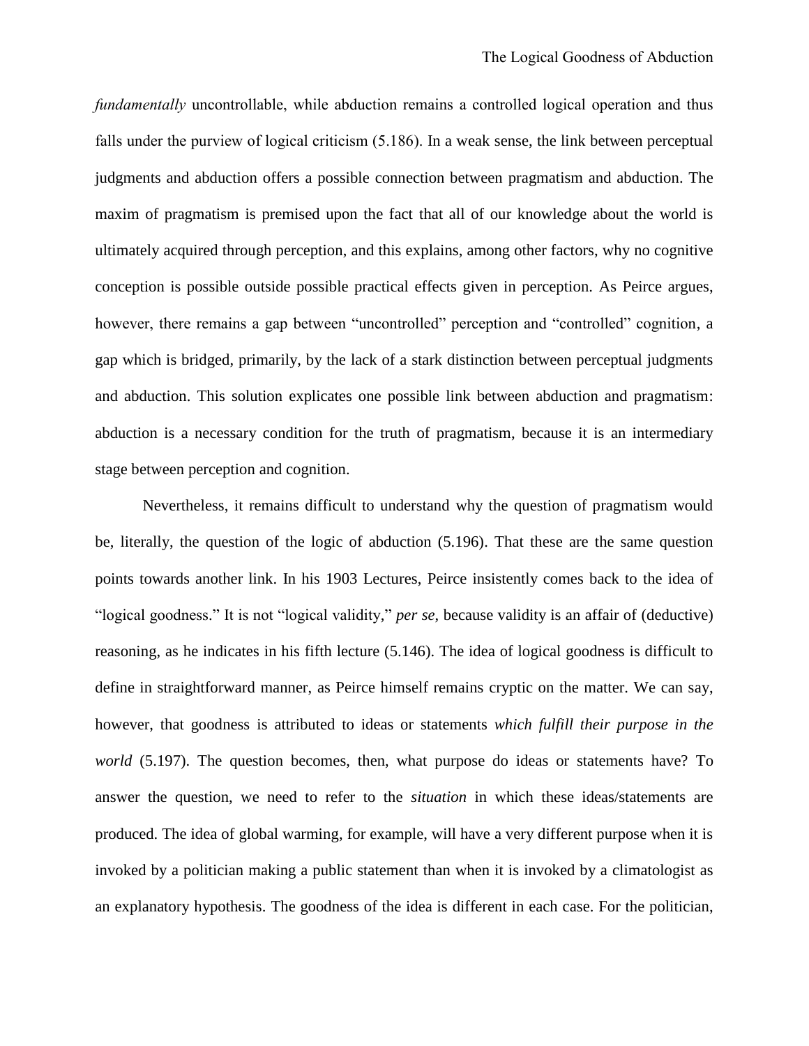*fundamentally* uncontrollable, while abduction remains a controlled logical operation and thus falls under the purview of logical criticism (5.186). In a weak sense, the link between perceptual judgments and abduction offers a possible connection between pragmatism and abduction. The maxim of pragmatism is premised upon the fact that all of our knowledge about the world is ultimately acquired through perception, and this explains, among other factors, why no cognitive conception is possible outside possible practical effects given in perception. As Peirce argues, however, there remains a gap between "uncontrolled" perception and "controlled" cognition, a gap which is bridged, primarily, by the lack of a stark distinction between perceptual judgments and abduction. This solution explicates one possible link between abduction and pragmatism: abduction is a necessary condition for the truth of pragmatism, because it is an intermediary stage between perception and cognition.

Nevertheless, it remains difficult to understand why the question of pragmatism would be, literally, the question of the logic of abduction (5.196). That these are the same question points towards another link. In his 1903 Lectures, Peirce insistently comes back to the idea of "logical goodness." It is not "logical validity," *per se*, because validity is an affair of (deductive) reasoning, as he indicates in his fifth lecture (5.146). The idea of logical goodness is difficult to define in straightforward manner, as Peirce himself remains cryptic on the matter. We can say, however, that goodness is attributed to ideas or statements *which fulfill their purpose in the world* (5.197). The question becomes, then, what purpose do ideas or statements have? To answer the question, we need to refer to the *situation* in which these ideas/statements are produced. The idea of global warming, for example, will have a very different purpose when it is invoked by a politician making a public statement than when it is invoked by a climatologist as an explanatory hypothesis. The goodness of the idea is different in each case. For the politician,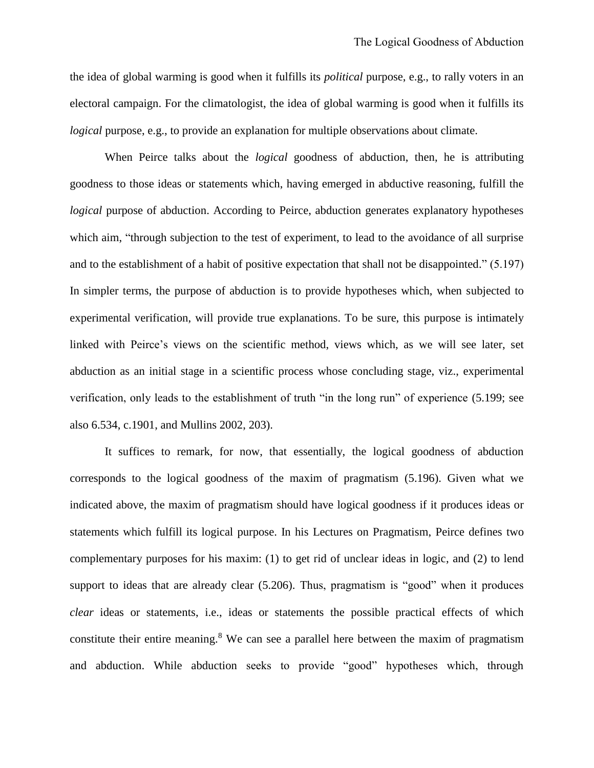the idea of global warming is good when it fulfills its *political* purpose, e.g., to rally voters in an electoral campaign. For the climatologist, the idea of global warming is good when it fulfills its *logical* purpose, e.g., to provide an explanation for multiple observations about climate.

When Peirce talks about the *logical* goodness of abduction, then, he is attributing goodness to those ideas or statements which, having emerged in abductive reasoning, fulfill the *logical* purpose of abduction. According to Peirce, abduction generates explanatory hypotheses which aim, "through subjection to the test of experiment, to lead to the avoidance of all surprise and to the establishment of a habit of positive expectation that shall not be disappointed." (5.197) In simpler terms, the purpose of abduction is to provide hypotheses which, when subjected to experimental verification, will provide true explanations. To be sure, this purpose is intimately linked with Peirce's views on the scientific method, views which, as we will see later, set abduction as an initial stage in a scientific process whose concluding stage, viz., experimental verification, only leads to the establishment of truth "in the long run" of experience (5.199; see also 6.534, c.1901, and Mullins 2002, 203).

It suffices to remark, for now, that essentially, the logical goodness of abduction corresponds to the logical goodness of the maxim of pragmatism (5.196). Given what we indicated above, the maxim of pragmatism should have logical goodness if it produces ideas or statements which fulfill its logical purpose. In his Lectures on Pragmatism, Peirce defines two complementary purposes for his maxim: (1) to get rid of unclear ideas in logic, and (2) to lend support to ideas that are already clear (5.206). Thus, pragmatism is "good" when it produces *clear* ideas or statements, i.e., ideas or statements the possible practical effects of which constitute their entire meaning.[8] We can see a parallel here between the maxim of pragmatism and abduction. While abduction seeks to provide "good" hypotheses which, through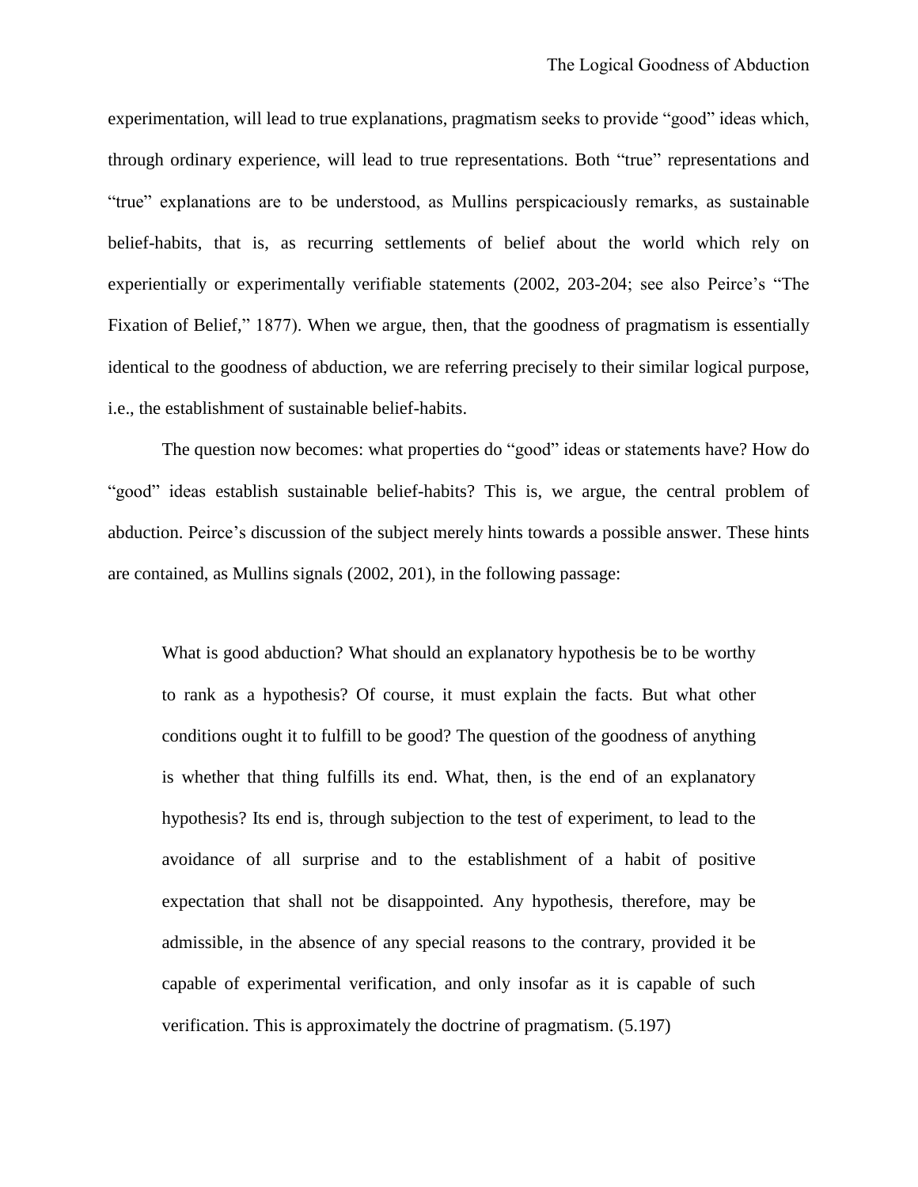experimentation, will lead to true explanations, pragmatism seeks to provide "good" ideas which, through ordinary experience, will lead to true representations. Both "true" representations and "true" explanations are to be understood, as Mullins perspicaciously remarks, as sustainable belief-habits, that is, as recurring settlements of belief about the world which rely on experientially or experimentally verifiable statements (2002, 203-204; see also Peirce's "The Fixation of Belief," 1877). When we argue, then, that the goodness of pragmatism is essentially identical to the goodness of abduction, we are referring precisely to their similar logical purpose, i.e., the establishment of sustainable belief-habits.

The question now becomes: what properties do "good" ideas or statements have? How do "good" ideas establish sustainable belief-habits? This is, we argue, the central problem of abduction. Peirce's discussion of the subject merely hints towards a possible answer. These hints are contained, as Mullins signals (2002, 201), in the following passage:

> What is good abduction? What should an explanatory hypothesis be to be worthy to rank as a hypothesis? Of course, it must explain the facts. But what other conditions ought it to fulfill to be good? The question of the goodness of anything is whether that thing fulfills its end. What, then, is the end of an explanatory hypothesis? Its end is, through subjection to the test of experiment, to lead to the avoidance of all surprise and to the establishment of a habit of positive expectation that shall not be disappointed. Any hypothesis, therefore, may be admissible, in the absence of any special reasons to the contrary, provided it be capable of experimental verification, and only insofar as it is capable of such verification. This is approximately the doctrine of pragmatism. (5.197)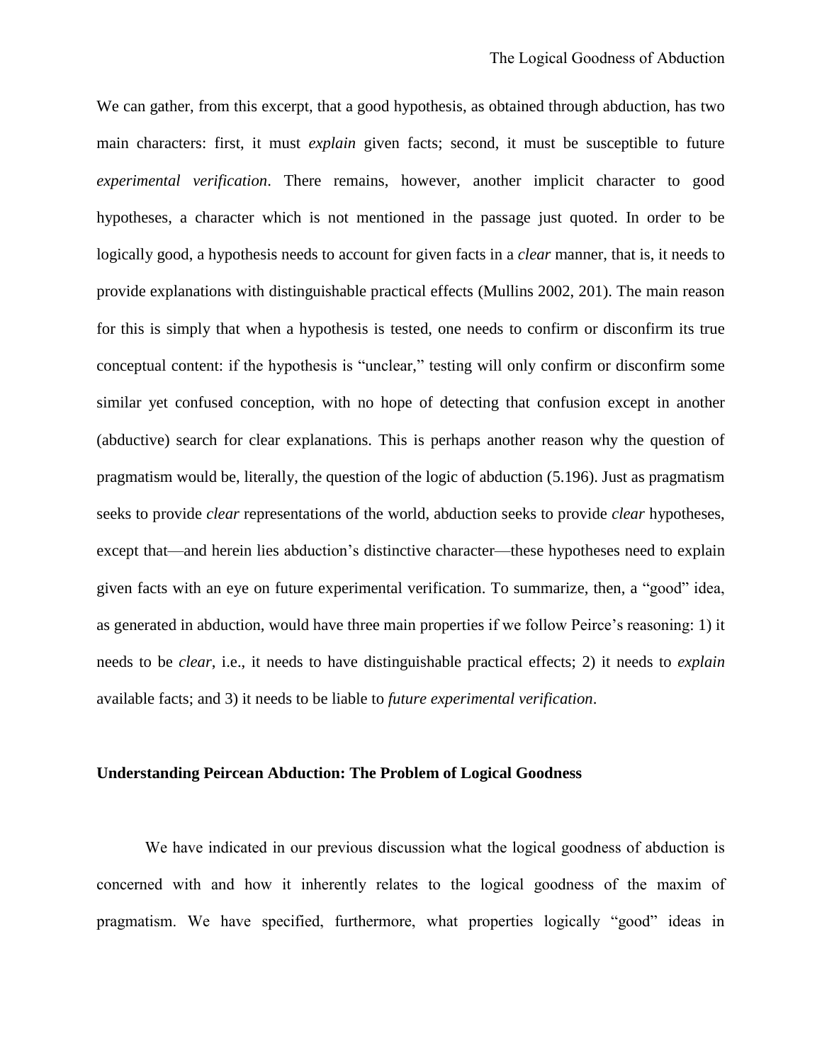We can gather, from this excerpt, that a good hypothesis, as obtained through abduction, has two main characters: first, it must *explain* given facts; second, it must be susceptible to future *experimental verification*. There remains, however, another implicit character to good hypotheses, a character which is not mentioned in the passage just quoted. In order to be logically good, a hypothesis needs to account for given facts in a *clear* manner, that is, it needs to provide explanations with distinguishable practical effects (Mullins 2002, 201). The main reason for this is simply that when a hypothesis is tested, one needs to confirm or disconfirm its true conceptual content: if the hypothesis is "unclear," testing will only confirm or disconfirm some similar yet confused conception, with no hope of detecting that confusion except in another (abductive) search for clear explanations. This is perhaps another reason why the question of pragmatism would be, literally, the question of the logic of abduction (5.196). Just as pragmatism seeks to provide *clear* representations of the world, abduction seeks to provide *clear* hypotheses, except that—and herein lies abduction's distinctive character—these hypotheses need to explain given facts with an eye on future experimental verification. To summarize, then, a "good" idea, as generated in abduction, would have three main properties if we follow Peirce's reasoning: 1) it needs to be *clear*, i.e., it needs to have distinguishable practical effects; 2) it needs to *explain* available facts; and 3) it needs to be liable to *future experimental verification*.

## Understanding Peircean Abduction: The Problem of Logical Goodness

We have indicated in our previous discussion what the logical goodness of abduction is concerned with and how it inherently relates to the logical goodness of the maxim of pragmatism. We have specified, furthermore, what properties logically "good" ideas in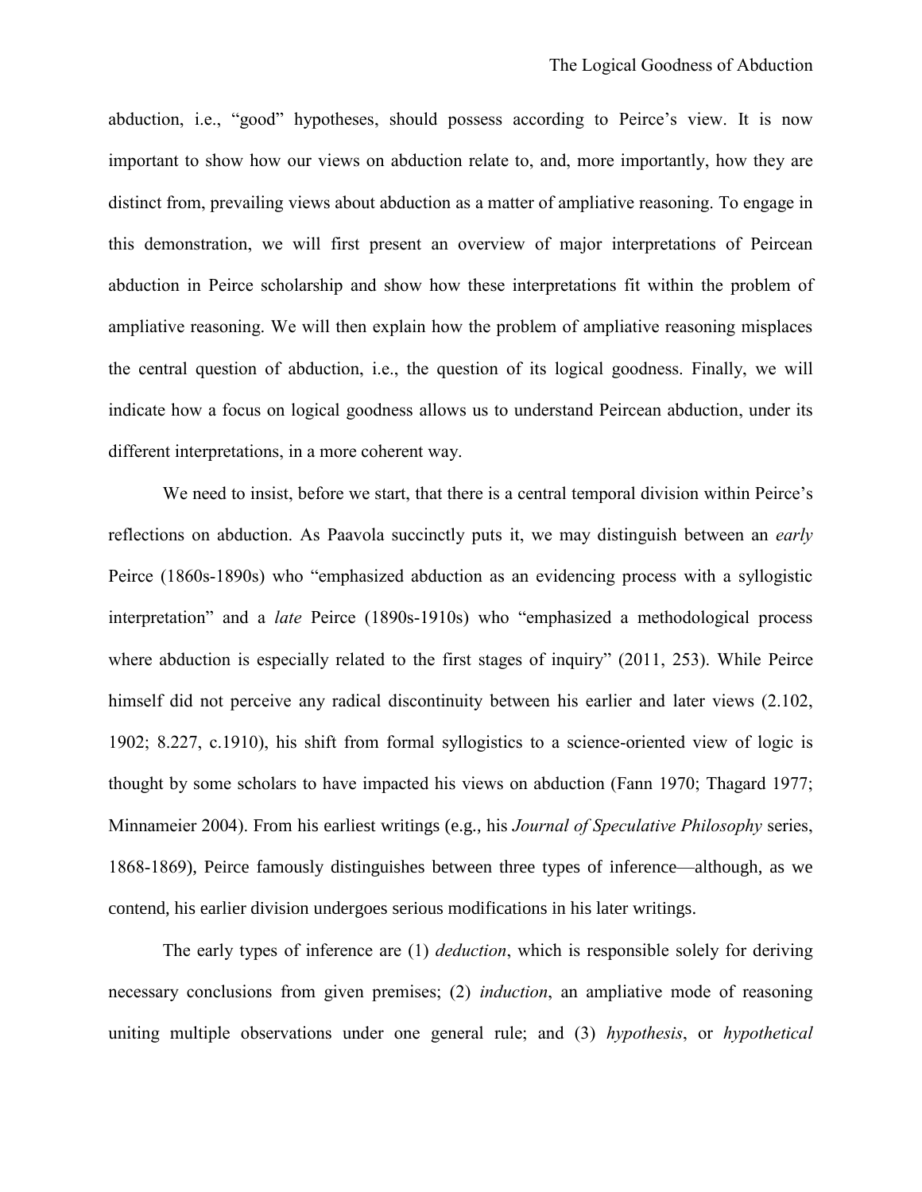abduction, i.e., "good" hypotheses, should possess according to Peirce's view. It is now important to show how our views on abduction relate to, and, more importantly, how they are distinct from, prevailing views about abduction as a matter of ampliative reasoning. To engage in this demonstration, we will first present an overview of major interpretations of Peircean abduction in Peirce scholarship and show how these interpretations fit within the problem of ampliative reasoning. We will then explain how the problem of ampliative reasoning misplaces the central question of abduction, i.e., the question of its logical goodness. Finally, we will indicate how a focus on logical goodness allows us to understand Peircean abduction, under its different interpretations, in a more coherent way.

We need to insist, before we start, that there is a central temporal division within Peirce's reflections on abduction. As Paavola succinctly puts it, we may distinguish between an *early* Peirce (1860s-1890s) who "emphasized abduction as an evidencing process with a syllogistic interpretation" and a *late* Peirce (1890s-1910s) who "emphasized a methodological process where abduction is especially related to the first stages of inquiry" (2011, 253). While Peirce himself did not perceive any radical discontinuity between his earlier and later views (2.102, 1902; 8.227, c.1910), his shift from formal syllogistics to a science-oriented view of logic is thought by some scholars to have impacted his views on abduction (Fann 1970; Thagard 1977; Minnameier 2004). From his earliest writings (e.g., his *Journal of Speculative Philosophy* series, 1868-1869), Peirce famously distinguishes between three types of inference—although, as we contend, his earlier division undergoes serious modifications in his later writings.

The early types of inference are (1) *deduction*, which is responsible solely for deriving necessary conclusions from given premises; (2) *induction*, an ampliative mode of reasoning uniting multiple observations under one general rule; and (3) *hypothesis*, or *hypothetical*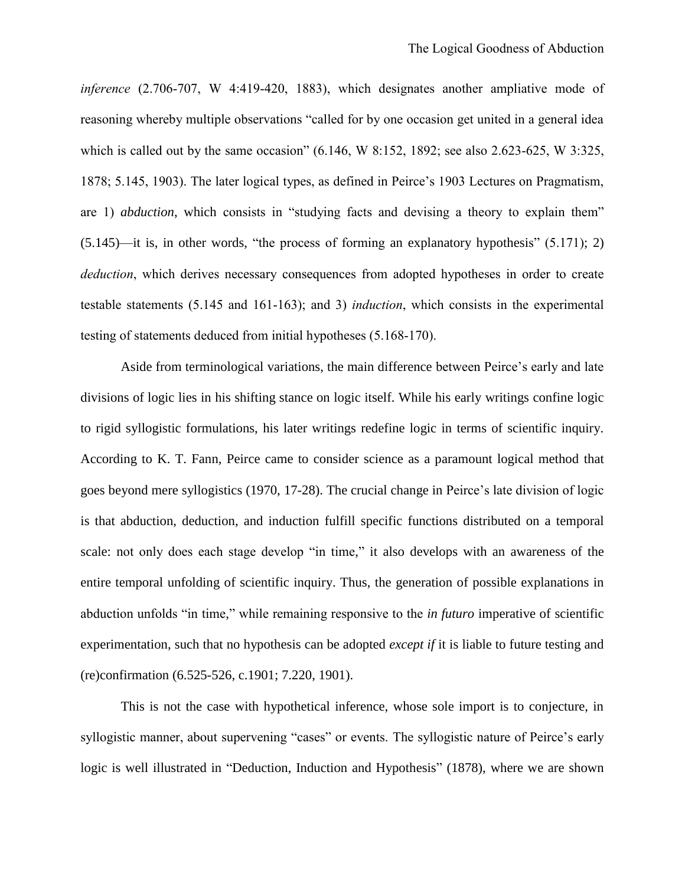*inference* (2.706-707, W 4:419-420, 1883), which designates another ampliative mode of reasoning whereby multiple observations "called for by one occasion get united in a general idea which is called out by the same occasion" (6.146, W 8:152, 1892; see also 2.623-625, W 3:325, 1878; 5.145, 1903). The later logical types, as defined in Peirce's 1903 Lectures on Pragmatism, are 1) *abduction*, which consists in "studying facts and devising a theory to explain them" (5.145)—it is, in other words, "the process of forming an explanatory hypothesis" (5.171); 2) *deduction*, which derives necessary consequences from adopted hypotheses in order to create testable statements (5.145 and 161-163); and 3) *induction*, which consists in the experimental testing of statements deduced from initial hypotheses (5.168-170).

Aside from terminological variations, the main difference between Peirce's early and late divisions of logic lies in his shifting stance on logic itself. While his early writings confine logic to rigid syllogistic formulations, his later writings redefine logic in terms of scientific inquiry. According to K. T. Fann, Peirce came to consider science as a paramount logical method that goes beyond mere syllogistics (1970, 17-28). The crucial change in Peirce's late division of logic is that abduction, deduction, and induction fulfill specific functions distributed on a temporal scale: not only does each stage develop "in time," it also develops with an awareness of the entire temporal unfolding of scientific inquiry. Thus, the generation of possible explanations in abduction unfolds "in time," while remaining responsive to the *in futuro* imperative of scientific experimentation, such that no hypothesis can be adopted *except if* it is liable to future testing and (re)confirmation (6.525-526, c.1901; 7.220, 1901).

This is not the case with hypothetical inference, whose sole import is to conjecture, in syllogistic manner, about supervening "cases" or events. The syllogistic nature of Peirce's early logic is well illustrated in "Deduction, Induction and Hypothesis" (1878), where we are shown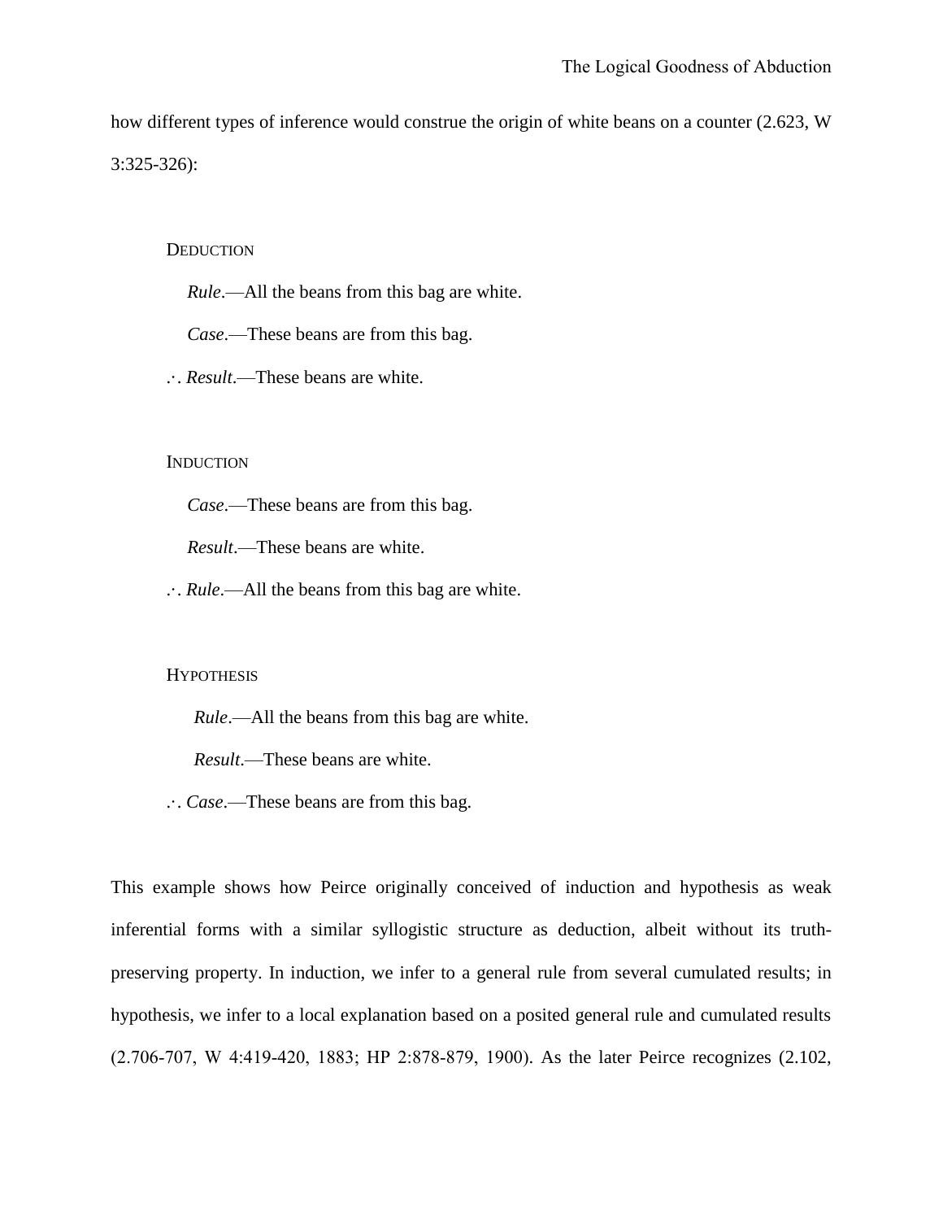how different types of inference would construe the origin of white beans on a counter (2.623, W 3:325-326):

DEDUCTION

*Rule*.—All the beans from this bag are white.

*Case*.—These beans are from this bag.

∴ *Result*.—These beans are white.

INDUCTION

*Case*.—These beans are from this bag.

*Result*.—These beans are white.

∴ *Rule*.—All the beans from this bag are white.

HYPOTHESIS

*Rule*.—All the beans from this bag are white.

*Result*.—These beans are white.

∴ *Case*.—These beans are from this bag.

This example shows how Peirce originally conceived of induction and hypothesis as weak inferential forms with a similar syllogistic structure as deduction, albeit without its truth-preserving property. In induction, we infer to a general rule from several cumulated results; in hypothesis, we infer to a local explanation based on a posited general rule and cumulated results (2.706-707, W 4:419-420, 1883; HP 2:878-879, 1900). As the later Peirce recognizes (2.102,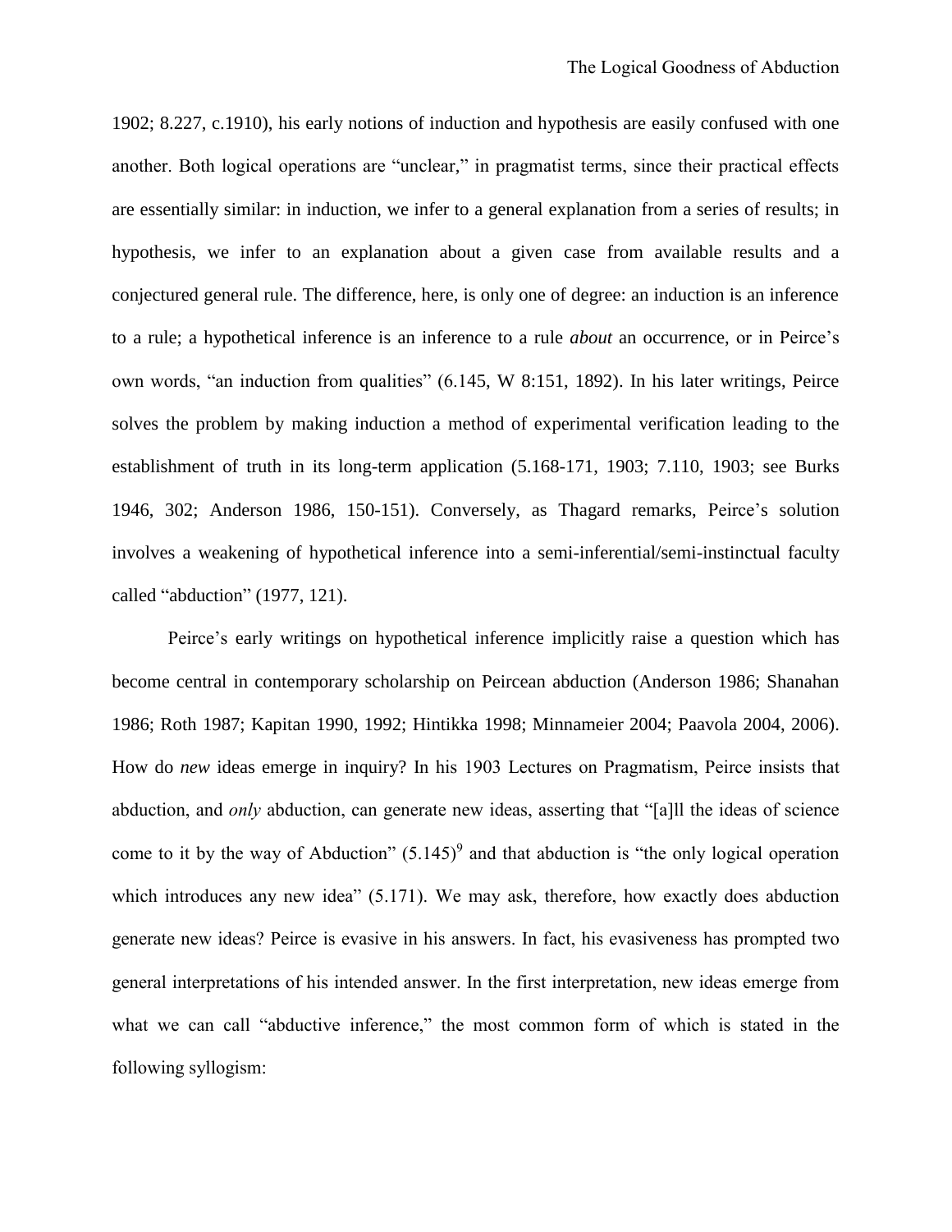1902; 8.227, c.1910), his early notions of induction and hypothesis are easily confused with one another. Both logical operations are "unclear," in pragmatist terms, since their practical effects are essentially similar: in induction, we infer to a general explanation from a series of results; in hypothesis, we infer to an explanation about a given case from available results and a conjectured general rule. The difference, here, is only one of degree: an induction is an inference to a rule; a hypothetical inference is an inference to a rule *about* an occurrence, or in Peirce's own words, "an induction from qualities" (6.145, W 8:151, 1892). In his later writings, Peirce solves the problem by making induction a method of experimental verification leading to the establishment of truth in its long-term application (5.168-171, 1903; 7.110, 1903; see Burks 1946, 302; Anderson 1986, 150-151). Conversely, as Thagard remarks, Peirce's solution involves a weakening of hypothetical inference into a semi-inferential/semi-instinctual faculty called "abduction" (1977, 121).

Peirce's early writings on hypothetical inference implicitly raise a question which has become central in contemporary scholarship on Peircean abduction (Anderson 1986; Shanahan 1986; Roth 1987; Kapitan 1990, 1992; Hintikka 1998; Minnameier 2004; Paavola 2004, 2006). How do *new* ideas emerge in inquiry? In his 1903 Lectures on Pragmatism, Peirce insists that abduction, and *only* abduction, can generate new ideas, asserting that "[a]ll the ideas of science come to it by the way of Abduction" (5.145)[9] and that abduction is "the only logical operation which introduces any new idea" (5.171). We may ask, therefore, how exactly does abduction generate new ideas? Peirce is evasive in his answers. In fact, his evasiveness has prompted two general interpretations of his intended answer. In the first interpretation, new ideas emerge from what we can call "abductive inference," the most common form of which is stated in the following syllogism: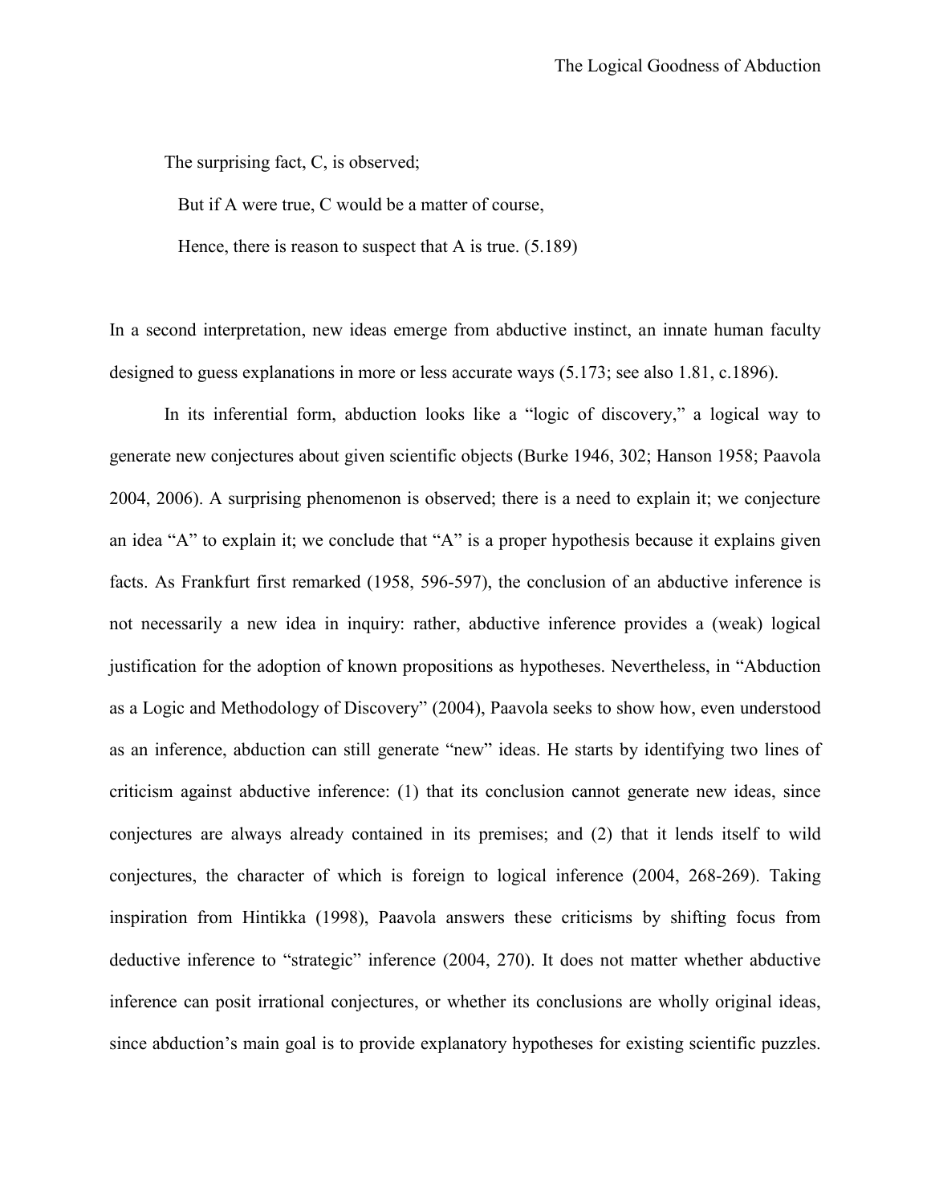> The surprising fact, C, is observed;
>
> But if A were true, C would be a matter of course,
>
> Hence, there is reason to suspect that A is true. (5.189)

In a second interpretation, new ideas emerge from abductive instinct, an innate human faculty designed to guess explanations in more or less accurate ways (5.173; see also 1.81, c.1896).

In its inferential form, abduction looks like a "logic of discovery," a logical way to generate new conjectures about given scientific objects (Burke 1946, 302; Hanson 1958; Paavola 2004, 2006). A surprising phenomenon is observed; there is a need to explain it; we conjecture an idea "A" to explain it; we conclude that "A" is a proper hypothesis because it explains given facts. As Frankfurt first remarked (1958, 596-597), the conclusion of an abductive inference is not necessarily a new idea in inquiry: rather, abductive inference provides a (weak) logical justification for the adoption of known propositions as hypotheses. Nevertheless, in "Abduction as a Logic and Methodology of Discovery" (2004), Paavola seeks to show how, even understood as an inference, abduction can still generate "new" ideas. He starts by identifying two lines of criticism against abductive inference: (1) that its conclusion cannot generate new ideas, since conjectures are always already contained in its premises; and (2) that it lends itself to wild conjectures, the character of which is foreign to logical inference (2004, 268-269). Taking inspiration from Hintikka (1998), Paavola answers these criticisms by shifting focus from deductive inference to "strategic" inference (2004, 270). It does not matter whether abductive inference can posit irrational conjectures, or whether its conclusions are wholly original ideas, since abduction's main goal is to provide explanatory hypotheses for existing scientific puzzles.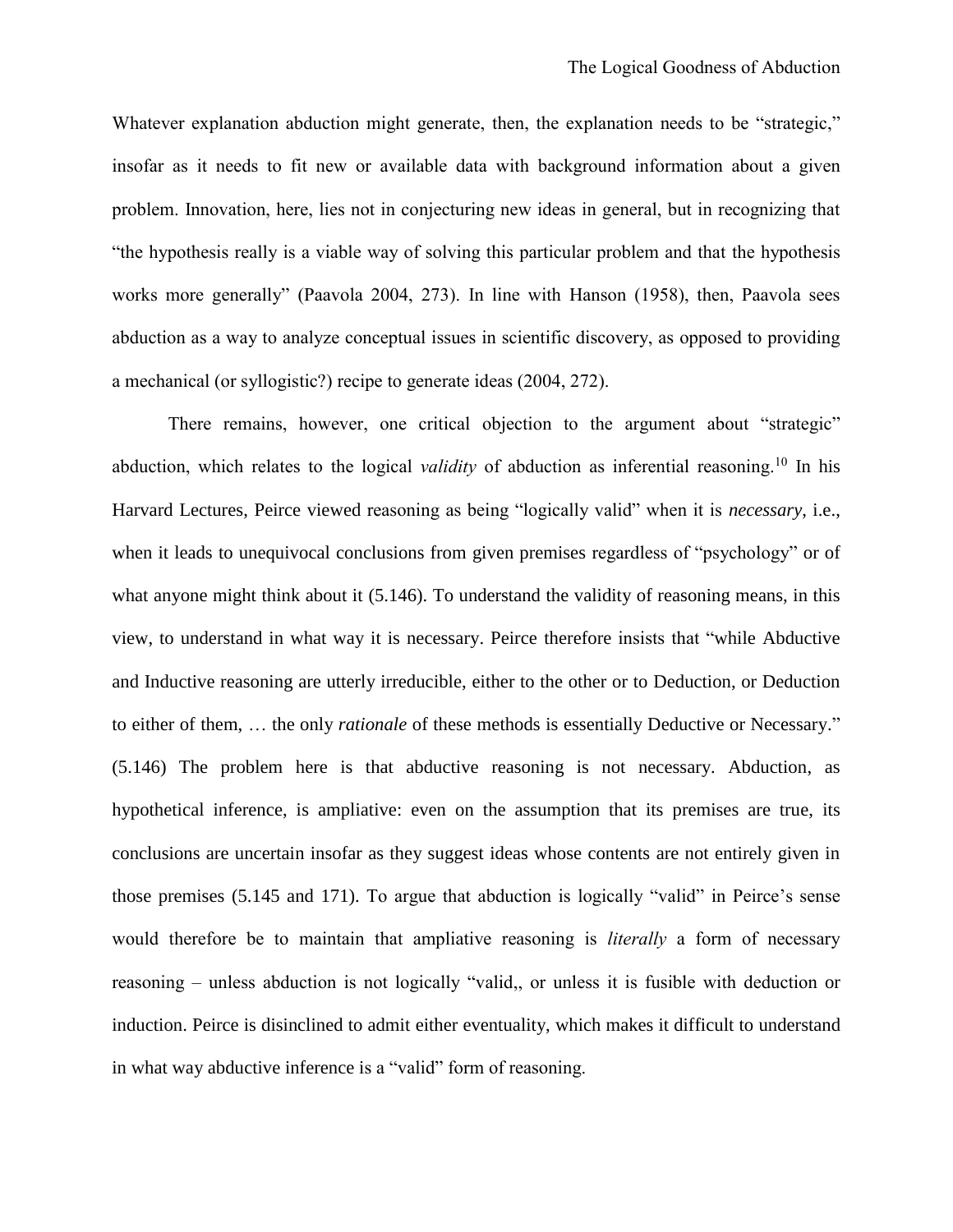Whatever explanation abduction might generate, then, the explanation needs to be "strategic," insofar as it needs to fit new or available data with background information about a given problem. Innovation, here, lies not in conjecturing new ideas in general, but in recognizing that "the hypothesis really is a viable way of solving this particular problem and that the hypothesis works more generally" (Paavola 2004, 273). In line with Hanson (1958), then, Paavola sees abduction as a way to analyze conceptual issues in scientific discovery, as opposed to providing a mechanical (or syllogistic?) recipe to generate ideas (2004, 272).

There remains, however, one critical objection to the argument about "strategic" abduction, which relates to the logical *validity* of abduction as inferential reasoning.[10] In his Harvard Lectures, Peirce viewed reasoning as being "logically valid" when it is *necessary*, i.e., when it leads to unequivocal conclusions from given premises regardless of "psychology" or of what anyone might think about it (5.146). To understand the validity of reasoning means, in this view, to understand in what way it is necessary. Peirce therefore insists that "while Abductive and Inductive reasoning are utterly irreducible, either to the other or to Deduction, or Deduction to either of them, … the only *rationale* of these methods is essentially Deductive or Necessary." (5.146) The problem here is that abductive reasoning is not necessary. Abduction, as hypothetical inference, is ampliative: even on the assumption that its premises are true, its conclusions are uncertain insofar as they suggest ideas whose contents are not entirely given in those premises (5.145 and 171). To argue that abduction is logically "valid" in Peirce's sense would therefore be to maintain that ampliative reasoning is *literally* a form of necessary reasoning – unless abduction is not logically "valid,, or unless it is fusible with deduction or induction. Peirce is disinclined to admit either eventuality, which makes it difficult to understand in what way abductive inference is a "valid" form of reasoning.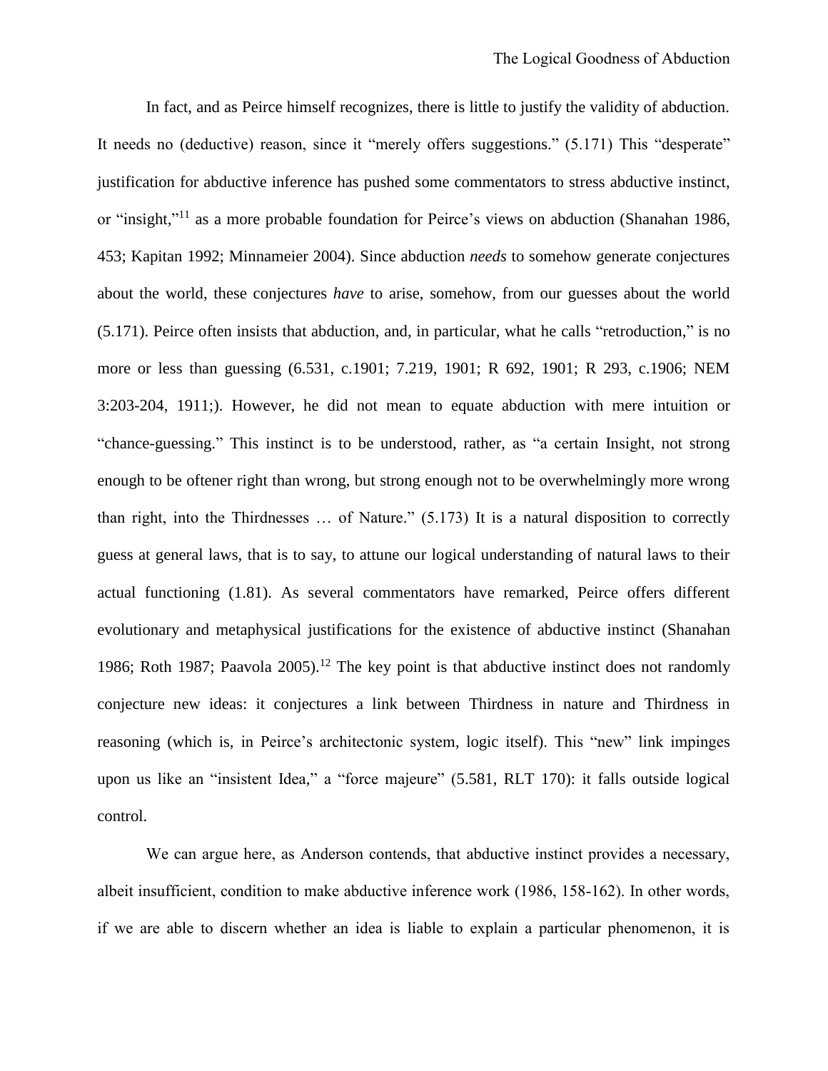In fact, and as Peirce himself recognizes, there is little to justify the validity of abduction. It needs no (deductive) reason, since it "merely offers suggestions." (5.171) This "desperate" justification for abductive inference has pushed some commentators to stress abductive instinct, or "insight,"[11] as a more probable foundation for Peirce's views on abduction (Shanahan 1986, 453; Kapitan 1992; Minnameier 2004). Since abduction *needs* to somehow generate conjectures about the world, these conjectures *have* to arise, somehow, from our guesses about the world (5.171). Peirce often insists that abduction, and, in particular, what he calls "retroduction," is no more or less than guessing (6.531, c.1901; 7.219, 1901; R 692, 1901; R 293, c.1906; NEM 3:203-204, 1911;). However, he did not mean to equate abduction with mere intuition or "chance-guessing." This instinct is to be understood, rather, as "a certain Insight, not strong enough to be oftener right than wrong, but strong enough not to be overwhelmingly more wrong than right, into the Thirdnesses … of Nature." (5.173) It is a natural disposition to correctly guess at general laws, that is to say, to attune our logical understanding of natural laws to their actual functioning (1.81). As several commentators have remarked, Peirce offers different evolutionary and metaphysical justifications for the existence of abductive instinct (Shanahan 1986; Roth 1987; Paavola 2005).[12] The key point is that abductive instinct does not randomly conjecture new ideas: it conjectures a link between Thirdness in nature and Thirdness in reasoning (which is, in Peirce's architectonic system, logic itself). This "new" link impinges upon us like an "insistent Idea," a "force majeure" (5.581, RLT 170): it falls outside logical control.

We can argue here, as Anderson contends, that abductive instinct provides a necessary, albeit insufficient, condition to make abductive inference work (1986, 158-162). In other words, if we are able to discern whether an idea is liable to explain a particular phenomenon, it is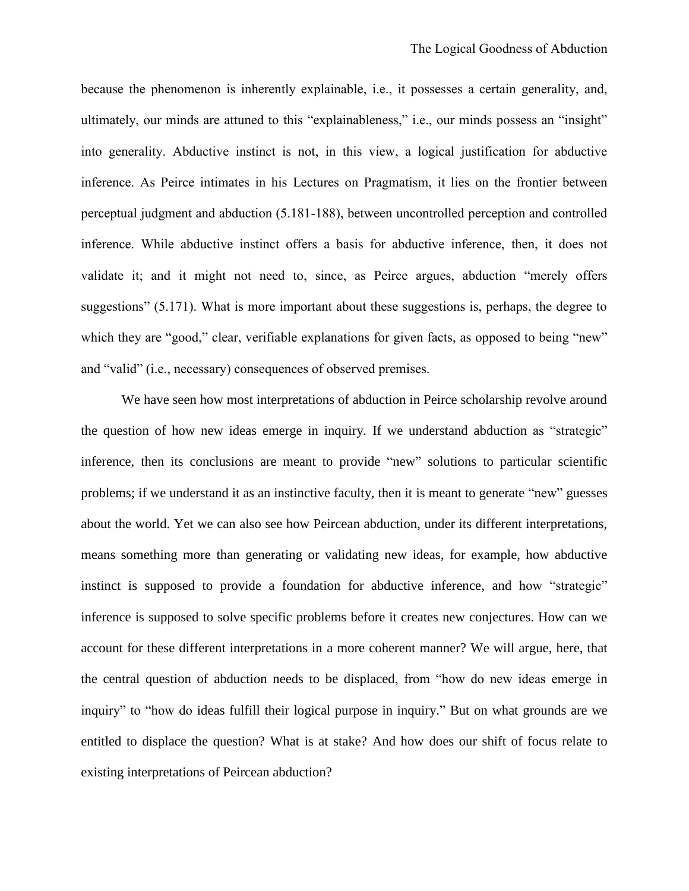because the phenomenon is inherently explainable, i.e., it possesses a certain generality, and, ultimately, our minds are attuned to this "explainableness," i.e., our minds possess an "insight" into generality. Abductive instinct is not, in this view, a logical justification for abductive inference. As Peirce intimates in his Lectures on Pragmatism, it lies on the frontier between perceptual judgment and abduction (5.181-188), between uncontrolled perception and controlled inference. While abductive instinct offers a basis for abductive inference, then, it does not validate it; and it might not need to, since, as Peirce argues, abduction "merely offers suggestions" (5.171). What is more important about these suggestions is, perhaps, the degree to which they are "good," clear, verifiable explanations for given facts, as opposed to being "new" and "valid" (i.e., necessary) consequences of observed premises.

We have seen how most interpretations of abduction in Peirce scholarship revolve around the question of how new ideas emerge in inquiry. If we understand abduction as "strategic" inference, then its conclusions are meant to provide "new" solutions to particular scientific problems; if we understand it as an instinctive faculty, then it is meant to generate "new" guesses about the world. Yet we can also see how Peircean abduction, under its different interpretations, means something more than generating or validating new ideas, for example, how abductive instinct is supposed to provide a foundation for abductive inference, and how "strategic" inference is supposed to solve specific problems before it creates new conjectures. How can we account for these different interpretations in a more coherent manner? We will argue, here, that the central question of abduction needs to be displaced, from "how do new ideas emerge in inquiry" to "how do ideas fulfill their logical purpose in inquiry." But on what grounds are we entitled to displace the question? What is at stake? And how does our shift of focus relate to existing interpretations of Peircean abduction?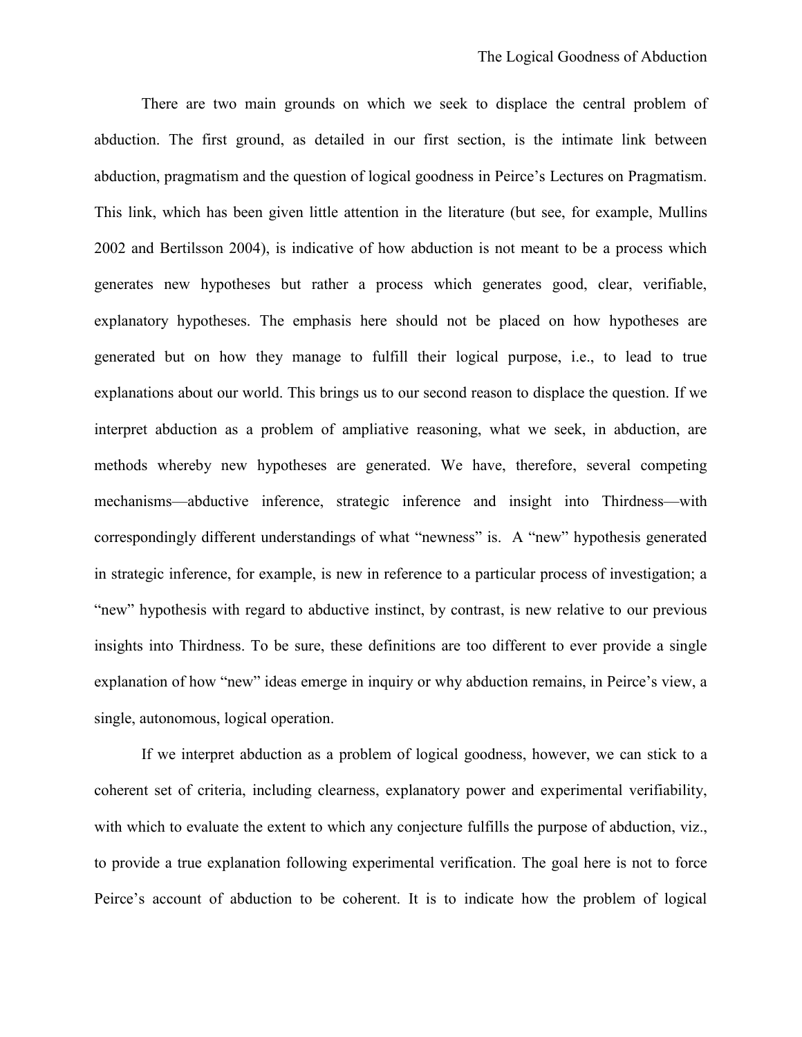There are two main grounds on which we seek to displace the central problem of abduction. The first ground, as detailed in our first section, is the intimate link between abduction, pragmatism and the question of logical goodness in Peirce's Lectures on Pragmatism. This link, which has been given little attention in the literature (but see, for example, Mullins 2002 and Bertilsson 2004), is indicative of how abduction is not meant to be a process which generates new hypotheses but rather a process which generates good, clear, verifiable, explanatory hypotheses. The emphasis here should not be placed on how hypotheses are generated but on how they manage to fulfill their logical purpose, i.e., to lead to true explanations about our world. This brings us to our second reason to displace the question. If we interpret abduction as a problem of ampliative reasoning, what we seek, in abduction, are methods whereby new hypotheses are generated. We have, therefore, several competing mechanisms—abductive inference, strategic inference and insight into Thirdness—with correspondingly different understandings of what "newness" is. A "new" hypothesis generated in strategic inference, for example, is new in reference to a particular process of investigation; a "new" hypothesis with regard to abductive instinct, by contrast, is new relative to our previous insights into Thirdness. To be sure, these definitions are too different to ever provide a single explanation of how "new" ideas emerge in inquiry or why abduction remains, in Peirce's view, a single, autonomous, logical operation.

If we interpret abduction as a problem of logical goodness, however, we can stick to a coherent set of criteria, including clearness, explanatory power and experimental verifiability, with which to evaluate the extent to which any conjecture fulfills the purpose of abduction, viz., to provide a true explanation following experimental verification. The goal here is not to force Peirce's account of abduction to be coherent. It is to indicate how the problem of logical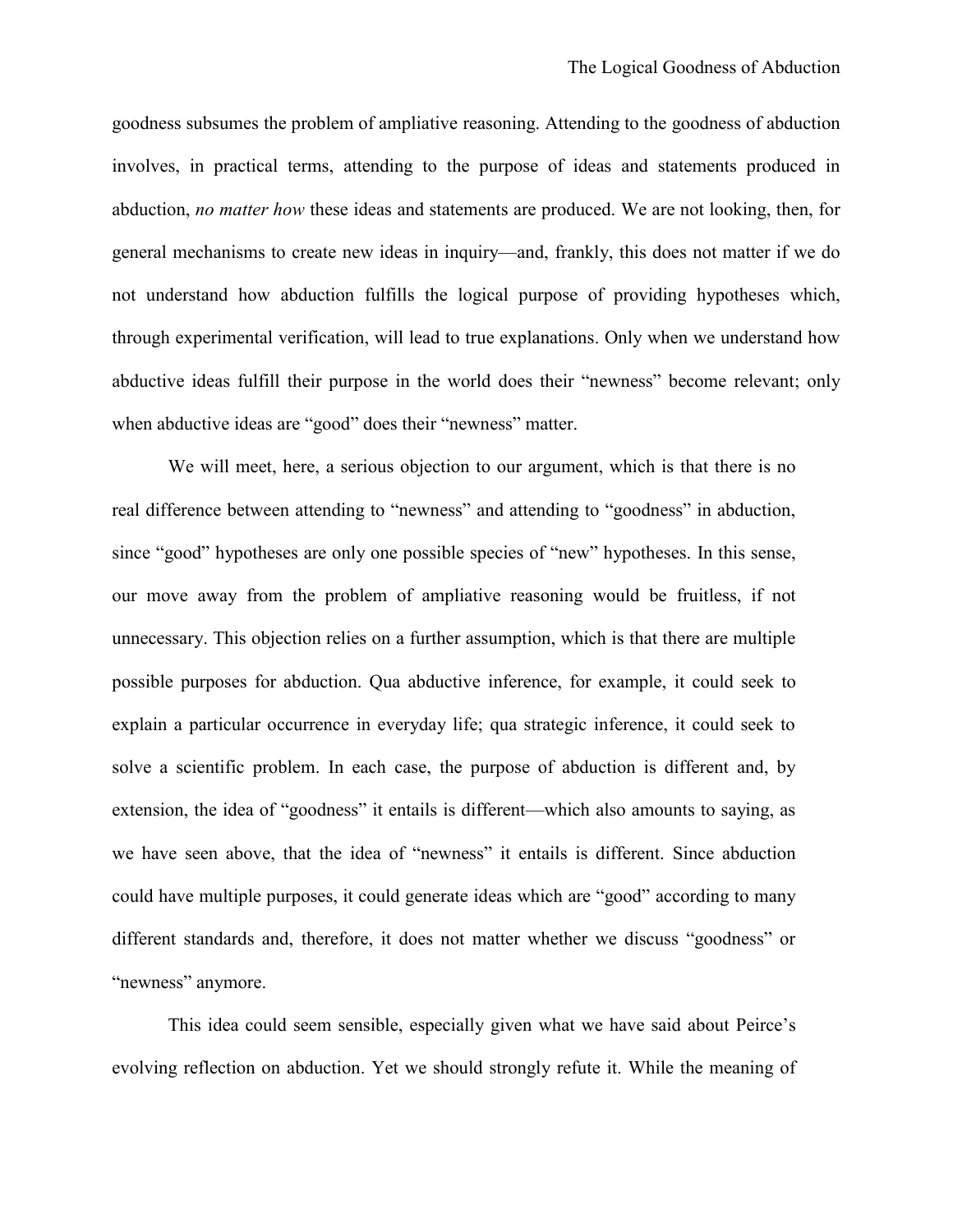goodness subsumes the problem of ampliative reasoning. Attending to the goodness of abduction involves, in practical terms, attending to the purpose of ideas and statements produced in abduction, *no matter how* these ideas and statements are produced. We are not looking, then, for general mechanisms to create new ideas in inquiry—and, frankly, this does not matter if we do not understand how abduction fulfills the logical purpose of providing hypotheses which, through experimental verification, will lead to true explanations. Only when we understand how abductive ideas fulfill their purpose in the world does their "newness" become relevant; only when abductive ideas are "good" does their "newness" matter.

We will meet, here, a serious objection to our argument, which is that there is no real difference between attending to "newness" and attending to "goodness" in abduction, since "good" hypotheses are only one possible species of "new" hypotheses. In this sense, our move away from the problem of ampliative reasoning would be fruitless, if not unnecessary. This objection relies on a further assumption, which is that there are multiple possible purposes for abduction. Qua abductive inference, for example, it could seek to explain a particular occurrence in everyday life; qua strategic inference, it could seek to solve a scientific problem. In each case, the purpose of abduction is different and, by extension, the idea of "goodness" it entails is different—which also amounts to saying, as we have seen above, that the idea of "newness" it entails is different. Since abduction could have multiple purposes, it could generate ideas which are "good" according to many different standards and, therefore, it does not matter whether we discuss "goodness" or "newness" anymore.

This idea could seem sensible, especially given what we have said about Peirce's evolving reflection on abduction. Yet we should strongly refute it. While the meaning of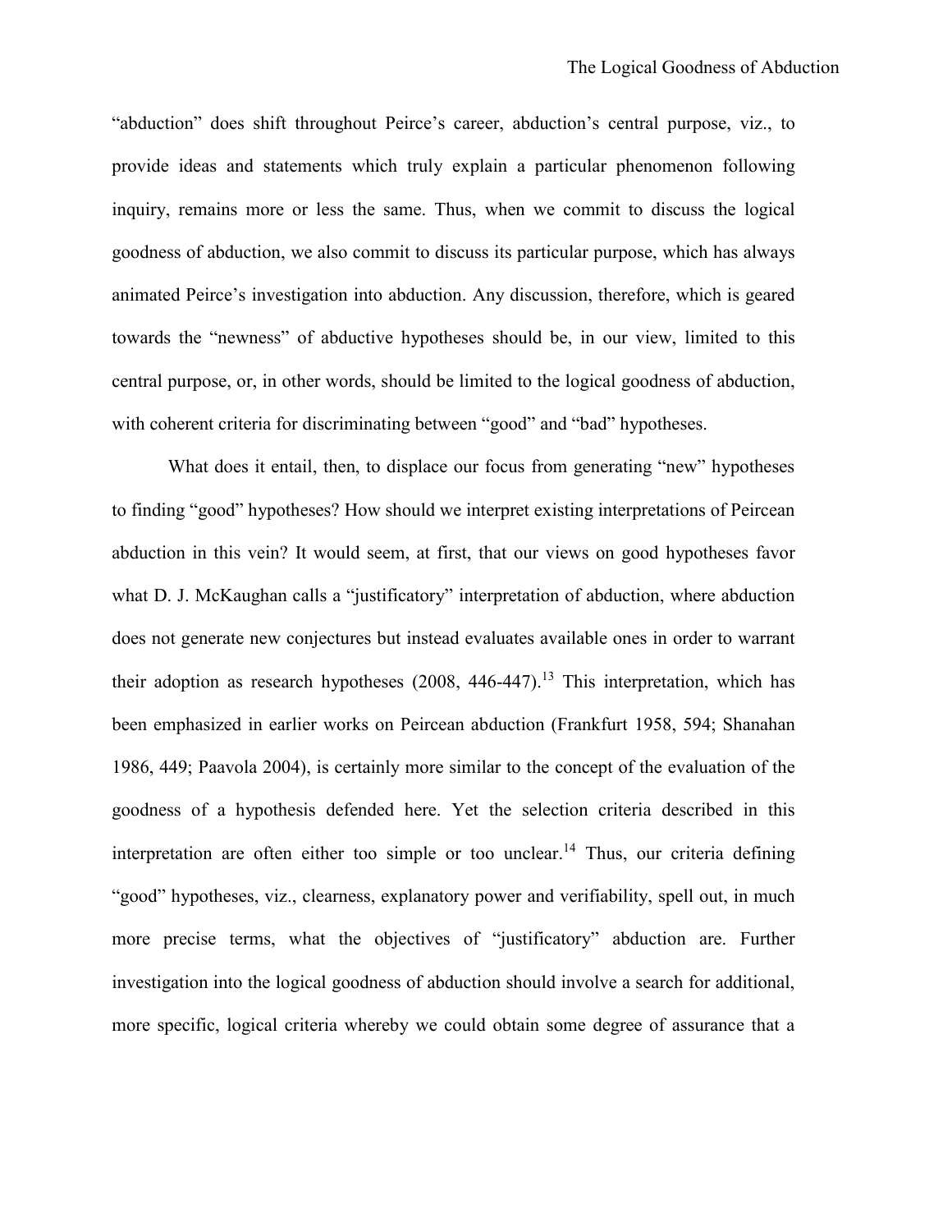"abduction" does shift throughout Peirce's career, abduction's central purpose, viz., to provide ideas and statements which truly explain a particular phenomenon following inquiry, remains more or less the same. Thus, when we commit to discuss the logical goodness of abduction, we also commit to discuss its particular purpose, which has always animated Peirce's investigation into abduction. Any discussion, therefore, which is geared towards the "newness" of abductive hypotheses should be, in our view, limited to this central purpose, or, in other words, should be limited to the logical goodness of abduction, with coherent criteria for discriminating between "good" and "bad" hypotheses.

What does it entail, then, to displace our focus from generating "new" hypotheses to finding "good" hypotheses? How should we interpret existing interpretations of Peircean abduction in this vein? It would seem, at first, that our views on good hypotheses favor what D. J. McKaughan calls a "justificatory" interpretation of abduction, where abduction does not generate new conjectures but instead evaluates available ones in order to warrant their adoption as research hypotheses (2008, 446-447).[13] This interpretation, which has been emphasized in earlier works on Peircean abduction (Frankfurt 1958, 594; Shanahan 1986, 449; Paavola 2004), is certainly more similar to the concept of the evaluation of the goodness of a hypothesis defended here. Yet the selection criteria described in this interpretation are often either too simple or too unclear.[14] Thus, our criteria defining "good" hypotheses, viz., clearness, explanatory power and verifiability, spell out, in much more precise terms, what the objectives of "justificatory" abduction are. Further investigation into the logical goodness of abduction should involve a search for additional, more specific, logical criteria whereby we could obtain some degree of assurance that a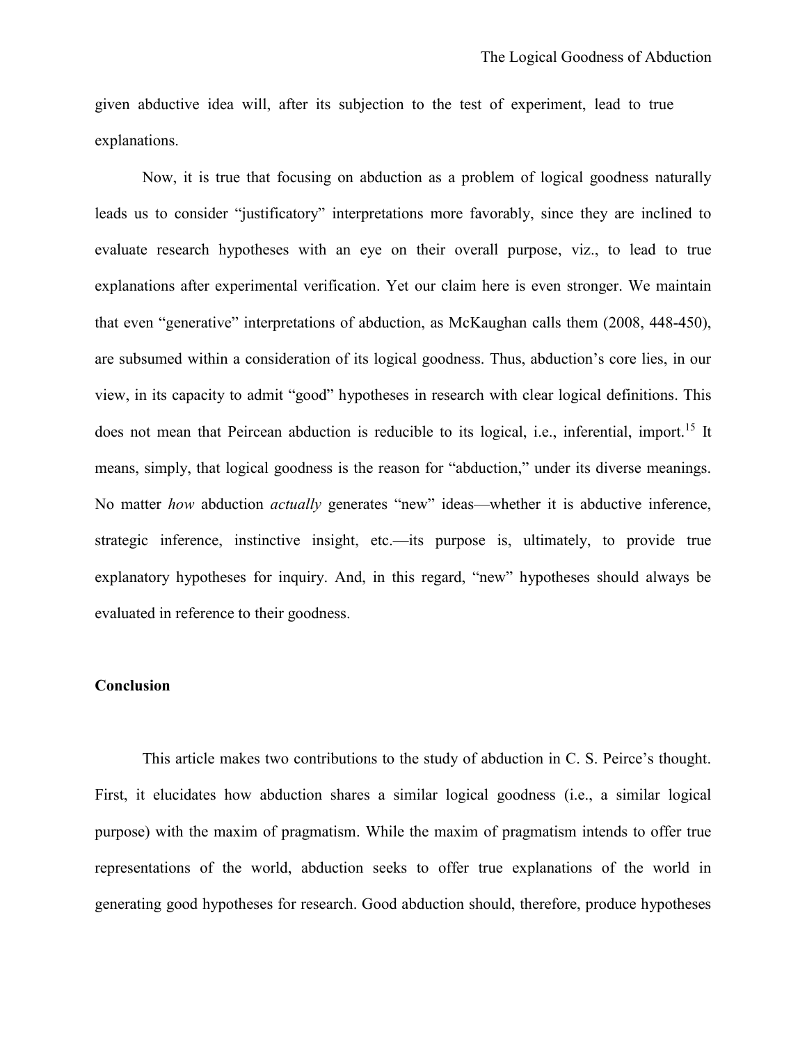given abductive idea will, after its subjection to the test of experiment, lead to true explanations.

Now, it is true that focusing on abduction as a problem of logical goodness naturally leads us to consider "justificatory" interpretations more favorably, since they are inclined to evaluate research hypotheses with an eye on their overall purpose, viz., to lead to true explanations after experimental verification. Yet our claim here is even stronger. We maintain that even "generative" interpretations of abduction, as McKaughan calls them (2008, 448-450), are subsumed within a consideration of its logical goodness. Thus, abduction's core lies, in our view, in its capacity to admit "good" hypotheses in research with clear logical definitions. This does not mean that Peircean abduction is reducible to its logical, i.e., inferential, import.[15] It means, simply, that logical goodness is the reason for "abduction," under its diverse meanings. No matter *how* abduction *actually* generates "new" ideas—whether it is abductive inference, strategic inference, instinctive insight, etc.—its purpose is, ultimately, to provide true explanatory hypotheses for inquiry. And, in this regard, "new" hypotheses should always be evaluated in reference to their goodness.

**Conclusion**

This article makes two contributions to the study of abduction in C. S. Peirce's thought. First, it elucidates how abduction shares a similar logical goodness (i.e., a similar logical purpose) with the maxim of pragmatism. While the maxim of pragmatism intends to offer true representations of the world, abduction seeks to offer true explanations of the world in generating good hypotheses for research. Good abduction should, therefore, produce hypotheses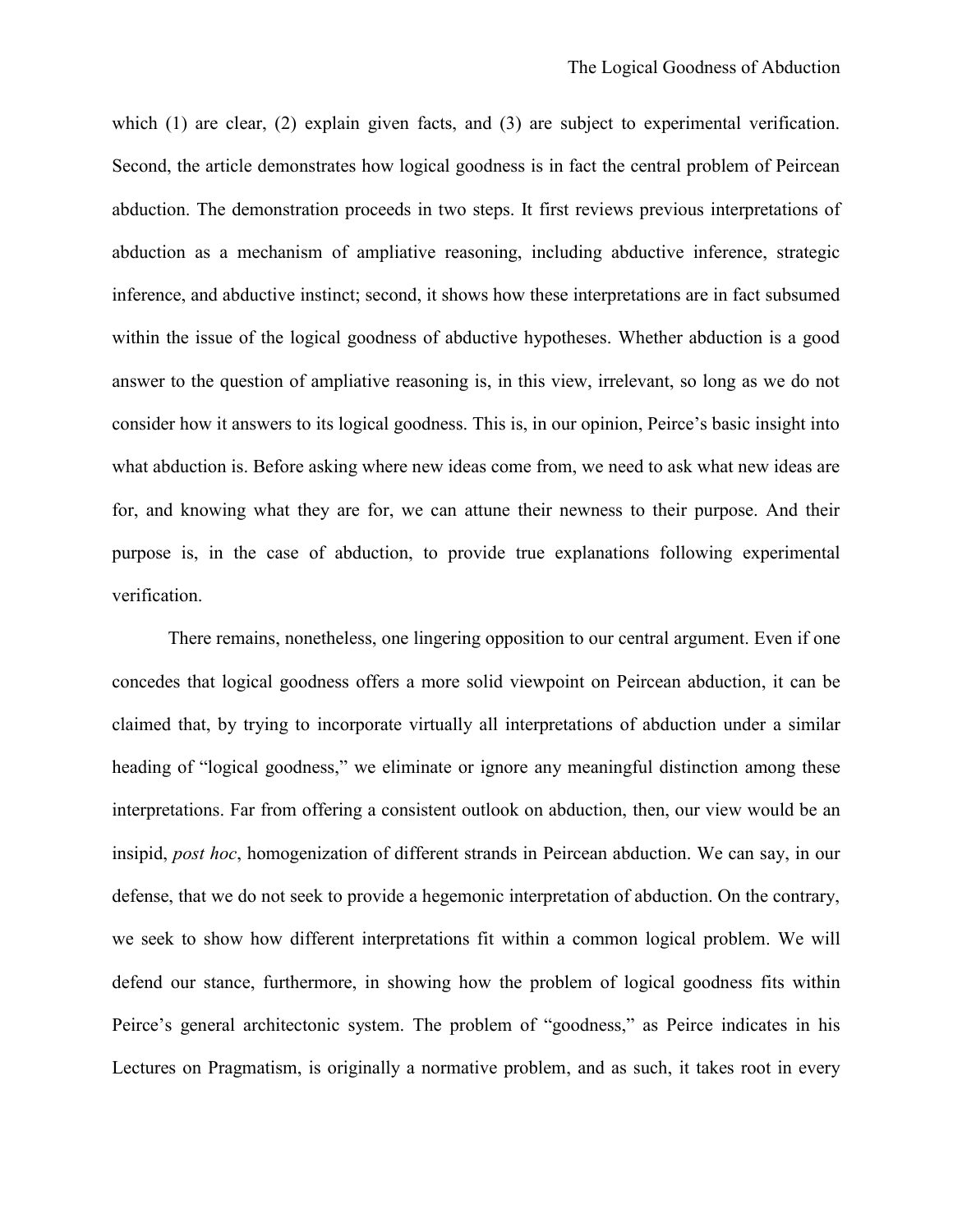which (1) are clear, (2) explain given facts, and (3) are subject to experimental verification. Second, the article demonstrates how logical goodness is in fact the central problem of Peircean abduction. The demonstration proceeds in two steps. It first reviews previous interpretations of abduction as a mechanism of ampliative reasoning, including abductive inference, strategic inference, and abductive instinct; second, it shows how these interpretations are in fact subsumed within the issue of the logical goodness of abductive hypotheses. Whether abduction is a good answer to the question of ampliative reasoning is, in this view, irrelevant, so long as we do not consider how it answers to its logical goodness. This is, in our opinion, Peirce's basic insight into what abduction is. Before asking where new ideas come from, we need to ask what new ideas are for, and knowing what they are for, we can attune their newness to their purpose. And their purpose is, in the case of abduction, to provide true explanations following experimental verification.

There remains, nonetheless, one lingering opposition to our central argument. Even if one concedes that logical goodness offers a more solid viewpoint on Peircean abduction, it can be claimed that, by trying to incorporate virtually all interpretations of abduction under a similar heading of "logical goodness," we eliminate or ignore any meaningful distinction among these interpretations. Far from offering a consistent outlook on abduction, then, our view would be an insipid, *post hoc*, homogenization of different strands in Peircean abduction. We can say, in our defense, that we do not seek to provide a hegemonic interpretation of abduction. On the contrary, we seek to show how different interpretations fit within a common logical problem. We will defend our stance, furthermore, in showing how the problem of logical goodness fits within Peirce's general architectonic system. The problem of "goodness," as Peirce indicates in his Lectures on Pragmatism, is originally a normative problem, and as such, it takes root in every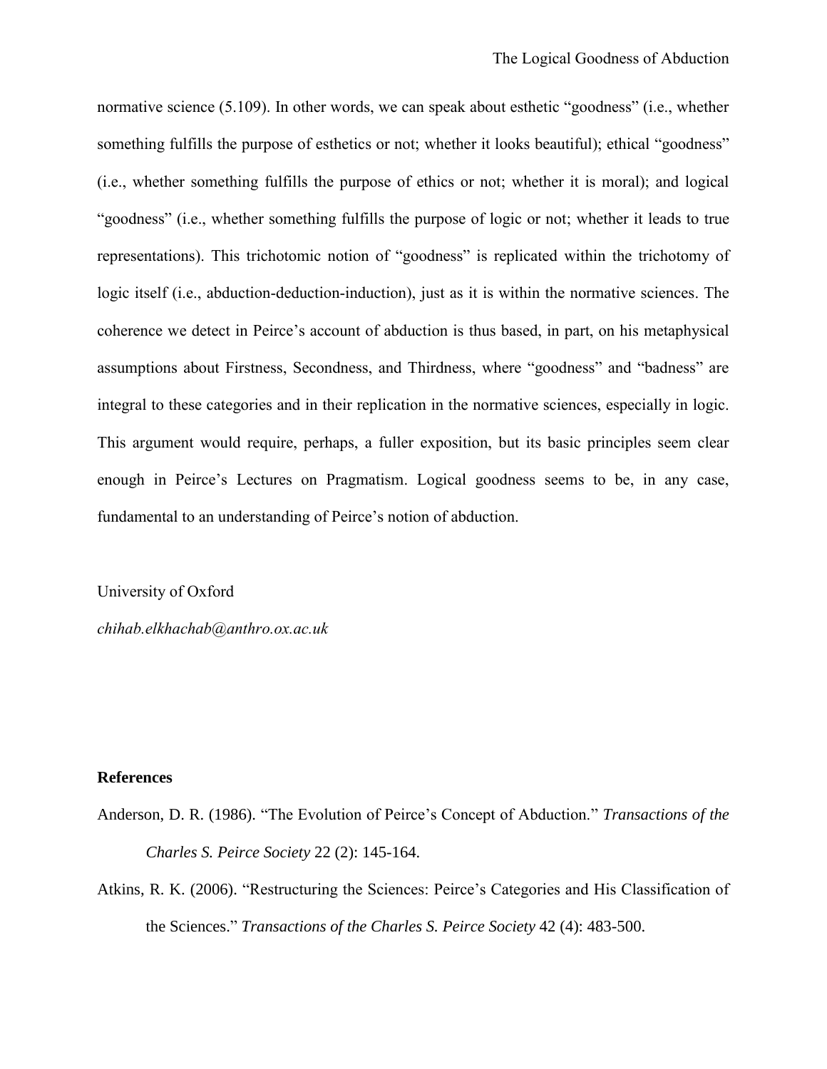normative science (5.109). In other words, we can speak about esthetic "goodness" (i.e., whether something fulfills the purpose of esthetics or not; whether it looks beautiful); ethical "goodness" (i.e., whether something fulfills the purpose of ethics or not; whether it is moral); and logical "goodness" (i.e., whether something fulfills the purpose of logic or not; whether it leads to true representations). This trichotomic notion of "goodness" is replicated within the trichotomy of logic itself (i.e., abduction-deduction-induction), just as it is within the normative sciences. The coherence we detect in Peirce's account of abduction is thus based, in part, on his metaphysical assumptions about Firstness, Secondness, and Thirdness, where "goodness" and "badness" are integral to these categories and in their replication in the normative sciences, especially in logic. This argument would require, perhaps, a fuller exposition, but its basic principles seem clear enough in Peirce's Lectures on Pragmatism. Logical goodness seems to be, in any case, fundamental to an understanding of Peirce's notion of abduction.

University of Oxford

*chihab.elkhachab@anthro.ox.ac.uk*

**References**

Anderson, D. R. (1986). "The Evolution of Peirce's Concept of Abduction." *Transactions of the Charles S. Peirce Society* 22 (2): 145-164.

Atkins, R. K. (2006). "Restructuring the Sciences: Peirce's Categories and His Classification of the Sciences." *Transactions of the Charles S. Peirce Society* 42 (4): 483-500.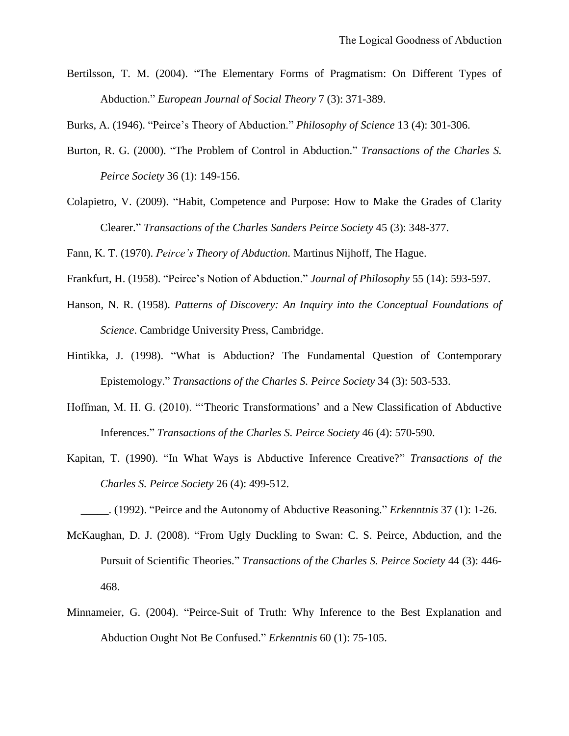Bertilsson, T. M. (2004). "The Elementary Forms of Pragmatism: On Different Types of Abduction." *European Journal of Social Theory* 7 (3): 371-389.

Burks, A. (1946). "Peirce's Theory of Abduction." *Philosophy of Science* 13 (4): 301-306.

Burton, R. G. (2000). "The Problem of Control in Abduction." *Transactions of the Charles S. Peirce Society* 36 (1): 149-156.

Colapietro, V. (2009). "Habit, Competence and Purpose: How to Make the Grades of Clarity Clearer." *Transactions of the Charles Sanders Peirce Society* 45 (3): 348-377.

Fann, K. T. (1970). *Peirce's Theory of Abduction*. Martinus Nijhoff, The Hague.

Frankfurt, H. (1958). "Peirce's Notion of Abduction." *Journal of Philosophy* 55 (14): 593-597.

Hanson, N. R. (1958). *Patterns of Discovery: An Inquiry into the Conceptual Foundations of Science*. Cambridge University Press, Cambridge.

Hintikka, J. (1998). "What is Abduction? The Fundamental Question of Contemporary Epistemology." *Transactions of the Charles S. Peirce Society* 34 (3): 503-533.

Hoffman, M. H. G. (2010). "'Theoric Transformations' and a New Classification of Abductive Inferences." *Transactions of the Charles S. Peirce Society* 46 (4): 570-590.

Kapitan, T. (1990). "In What Ways is Abductive Inference Creative?" *Transactions of the Charles S. Peirce Society* 26 (4): 499-512.

_____. (1992). "Peirce and the Autonomy of Abductive Reasoning." *Erkenntnis* 37 (1): 1-26.

McKaughan, D. J. (2008). "From Ugly Duckling to Swan: C. S. Peirce, Abduction, and the Pursuit of Scientific Theories." *Transactions of the Charles S. Peirce Society* 44 (3): 446-468.

Minnameier, G. (2004). "Peirce-Suit of Truth: Why Inference to the Best Explanation and Abduction Ought Not Be Confused." *Erkenntnis* 60 (1): 75-105.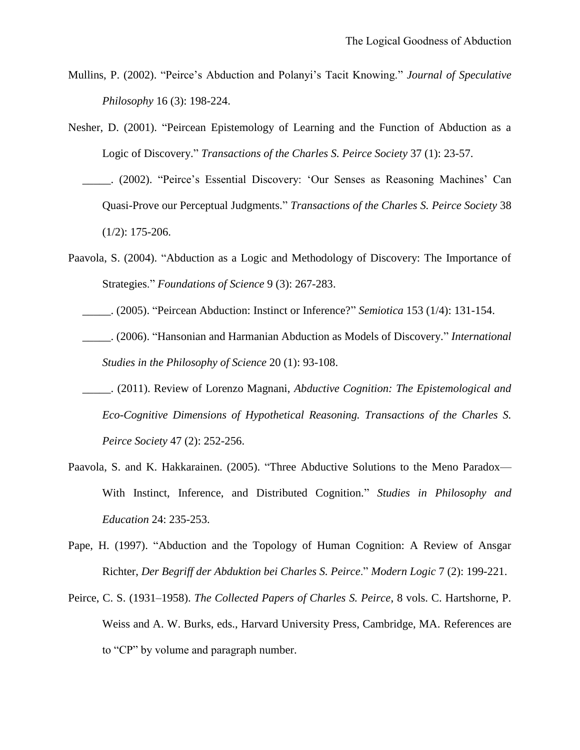Mullins, P. (2002). "Peirce's Abduction and Polanyi's Tacit Knowing." *Journal of Speculative Philosophy* 16 (3): 198-224.

Nesher, D. (2001). "Peircean Epistemology of Learning and the Function of Abduction as a Logic of Discovery." *Transactions of the Charles S. Peirce Society* 37 (1): 23-57.

_____. (2002). "Peirce's Essential Discovery: 'Our Senses as Reasoning Machines' Can Quasi-Prove our Perceptual Judgments." *Transactions of the Charles S. Peirce Society* 38 (1/2): 175-206.

Paavola, S. (2004). "Abduction as a Logic and Methodology of Discovery: The Importance of Strategies." *Foundations of Science* 9 (3): 267-283.

_____. (2005). "Peircean Abduction: Instinct or Inference?" *Semiotica* 153 (1/4): 131-154.

_____. (2006). "Hansonian and Harmanian Abduction as Models of Discovery." *International Studies in the Philosophy of Science* 20 (1): 93-108.

_____. (2011). Review of Lorenzo Magnani, *Abductive Cognition: The Epistemological and Eco-Cognitive Dimensions of Hypothetical Reasoning. Transactions of the Charles S. Peirce Society* 47 (2): 252-256.

Paavola, S. and K. Hakkarainen. (2005). "Three Abductive Solutions to the Meno Paradox—With Instinct, Inference, and Distributed Cognition." *Studies in Philosophy and Education* 24: 235-253.

Pape, H. (1997). "Abduction and the Topology of Human Cognition: A Review of Ansgar Richter, *Der Begriff der Abduktion bei Charles S. Peirce*." *Modern Logic* 7 (2): 199-221.

Peirce, C. S. (1931–1958). *The Collected Papers of Charles S. Peirce*, 8 vols. C. Hartshorne, P. Weiss and A. W. Burks, eds., Harvard University Press, Cambridge, MA. References are to "CP" by volume and paragraph number.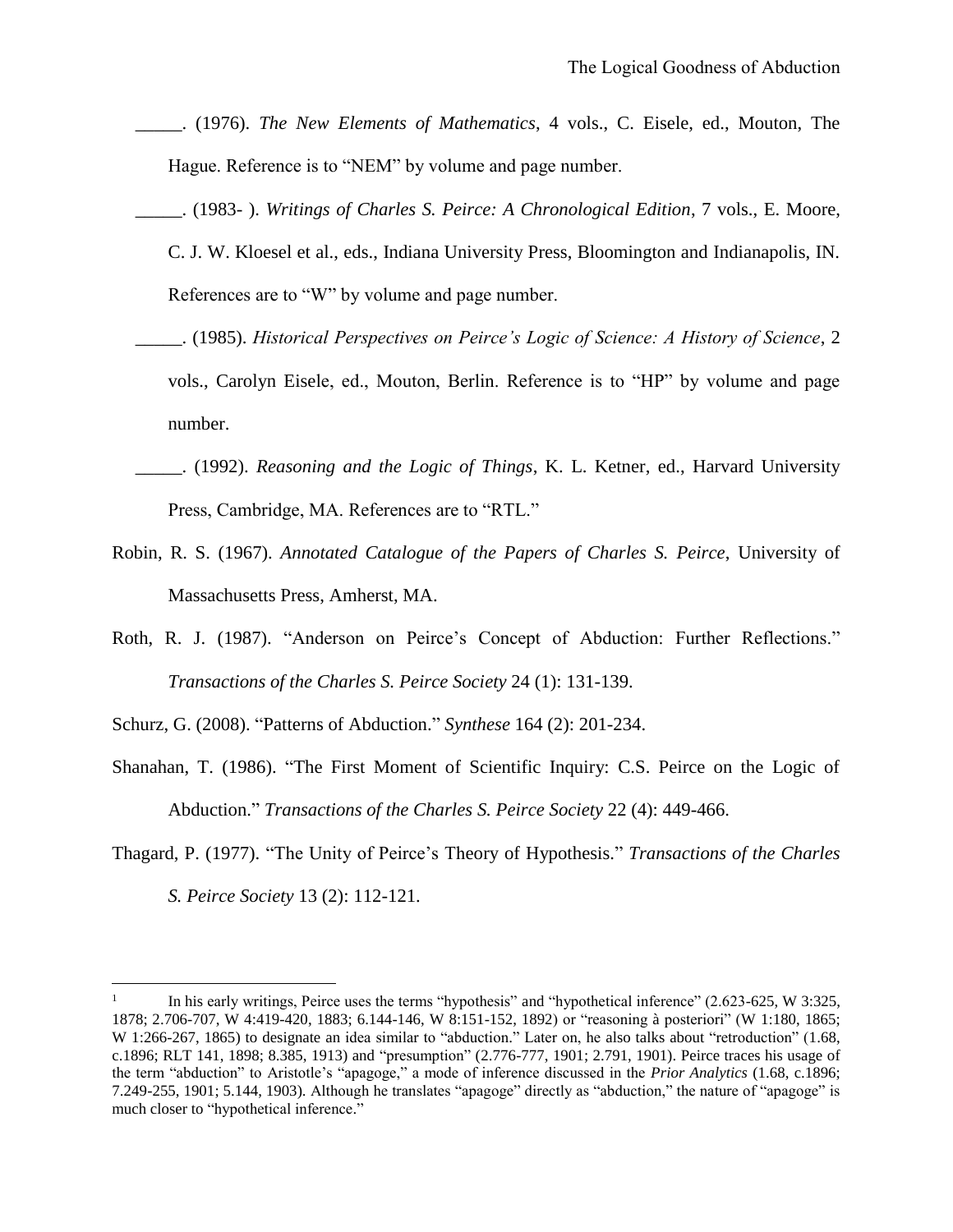_____. (1976). *The New Elements of Mathematics*, 4 vols., C. Eisele, ed., Mouton, The Hague. Reference is to "NEM" by volume and page number.

_____. (1983- ). *Writings of Charles S. Peirce: A Chronological Edition*, 7 vols., E. Moore, C. J. W. Kloesel et al., eds., Indiana University Press, Bloomington and Indianapolis, IN. References are to "W" by volume and page number.

_____. (1985). *Historical Perspectives on Peirce's Logic of Science: A History of Science*, 2 vols., Carolyn Eisele, ed., Mouton, Berlin. Reference is to "HP" by volume and page number.

_____. (1992). *Reasoning and the Logic of Things*, K. L. Ketner, ed., Harvard University Press, Cambridge, MA. References are to "RTL."

Robin, R. S. (1967). *Annotated Catalogue of the Papers of Charles S. Peirce*, University of Massachusetts Press, Amherst, MA.

Roth, R. J. (1987). "Anderson on Peirce's Concept of Abduction: Further Reflections." *Transactions of the Charles S. Peirce Society* 24 (1): 131-139.

Schurz, G. (2008). "Patterns of Abduction." *Synthese* 164 (2): 201-234.

Shanahan, T. (1986). "The First Moment of Scientific Inquiry: C.S. Peirce on the Logic of Abduction." *Transactions of the Charles S. Peirce Society* 22 (4): 449-466.

Thagard, P. (1977). "The Unity of Peirce's Theory of Hypothesis." *Transactions of the Charles S. Peirce Society* 13 (2): 112-121.

---

[1] In his early writings, Peirce uses the terms "hypothesis" and "hypothetical inference" (2.623-625, W 3:325, 1878; 2.706-707, W 4:419-420, 1883; 6.144-146, W 8:151-152, 1892) or "reasoning à posteriori" (W 1:180, 1865; W 1:266-267, 1865) to designate an idea similar to "abduction." Later on, he also talks about "retroduction" (1.68, c.1896; RLT 141, 1898; 8.385, 1913) and "presumption" (2.776-777, 1901; 2.791, 1901). Peirce traces his usage of the term "abduction" to Aristotle's "apagoge," a mode of inference discussed in the *Prior Analytics* (1.68, c.1896; 7.249-255, 1901; 5.144, 1903). Although he translates "apagoge" directly as "abduction," the nature of "apagoge" is much closer to "hypothetical inference."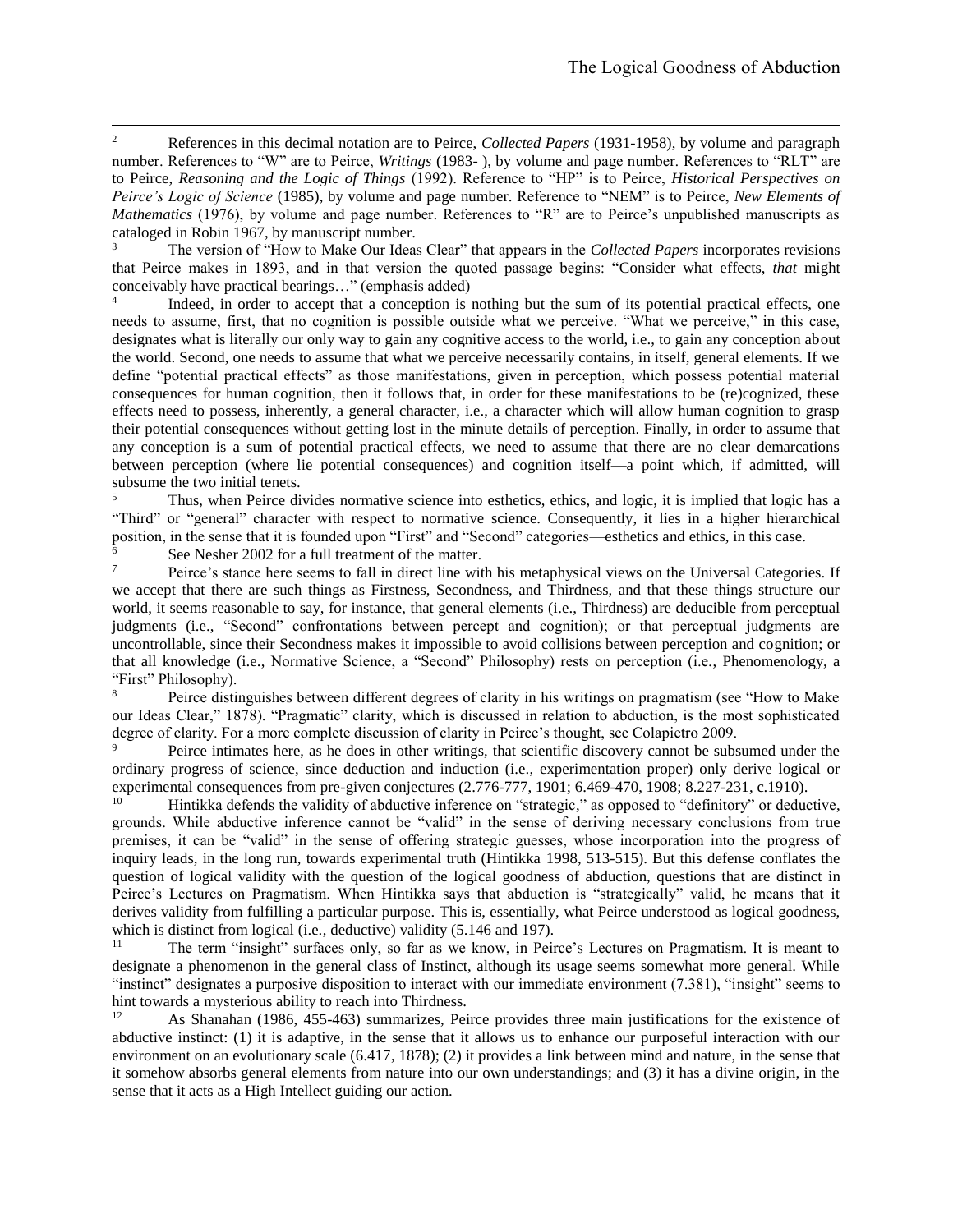[2] References in this decimal notation are to Peirce, *Collected Papers* (1931-1958), by volume and paragraph number. References to "W" are to Peirce, *Writings* (1983- ), by volume and page number. References to "RLT" are to Peirce, *Reasoning and the Logic of Things* (1992). Reference to "HP" is to Peirce, *Historical Perspectives on Peirce's Logic of Science* (1985), by volume and page number. Reference to "NEM" is to Peirce, *New Elements of Mathematics* (1976), by volume and page number. References to "R" are to Peirce's unpublished manuscripts as cataloged in Robin 1967, by manuscript number.

[3] The version of "How to Make Our Ideas Clear" that appears in the *Collected Papers* incorporates revisions that Peirce makes in 1893, and in that version the quoted passage begins: "Consider what effects, *that* might conceivably have practical bearings…" (emphasis added)

[4] Indeed, in order to accept that a conception is nothing but the sum of its potential practical effects, one needs to assume, first, that no cognition is possible outside what we perceive. "What we perceive," in this case, designates what is literally our only way to gain any cognitive access to the world, i.e., to gain any conception about the world. Second, one needs to assume that what we perceive necessarily contains, in itself, general elements. If we define "potential practical effects" as those manifestations, given in perception, which possess potential material consequences for human cognition, then it follows that, in order for these manifestations to be (re)cognized, these effects need to possess, inherently, a general character, i.e., a character which will allow human cognition to grasp their potential consequences without getting lost in the minute details of perception. Finally, in order to assume that any conception is a sum of potential practical effects, we need to assume that there are no clear demarcations between perception (where lie potential consequences) and cognition itself—a point which, if admitted, will subsume the two initial tenets.

[5] Thus, when Peirce divides normative science into esthetics, ethics, and logic, it is implied that logic has a "Third" or "general" character with respect to normative science. Consequently, it lies in a higher hierarchical position, in the sense that it is founded upon "First" and "Second" categories—esthetics and ethics, in this case.

[6] See Nesher 2002 for a full treatment of the matter.

[7] Peirce's stance here seems to fall in direct line with his metaphysical views on the Universal Categories. If we accept that there are such things as Firstness, Secondness, and Thirdness, and that these things structure our world, it seems reasonable to say, for instance, that general elements (i.e., Thirdness) are deducible from perceptual judgments (i.e., "Second" confrontations between percept and cognition); or that perceptual judgments are uncontrollable, since their Secondness makes it impossible to avoid collisions between perception and cognition; or that all knowledge (i.e., Normative Science, a "Second" Philosophy) rests on perception (i.e., Phenomenology, a "First" Philosophy).

[8] Peirce distinguishes between different degrees of clarity in his writings on pragmatism (see "How to Make our Ideas Clear," 1878). "Pragmatic" clarity, which is discussed in relation to abduction, is the most sophisticated degree of clarity. For a more complete discussion of clarity in Peirce's thought, see Colapietro 2009.

[9] Peirce intimates here, as he does in other writings, that scientific discovery cannot be subsumed under the ordinary progress of science, since deduction and induction (i.e., experimentation proper) only derive logical or experimental consequences from pre-given conjectures (2.776-777, 1901; 6.469-470, 1908; 8.227-231, c.1910).

[10] Hintikka defends the validity of abductive inference on "strategic," as opposed to "definitory" or deductive, grounds. While abductive inference cannot be "valid" in the sense of deriving necessary conclusions from true premises, it can be "valid" in the sense of offering strategic guesses, whose incorporation into the progress of inquiry leads, in the long run, towards experimental truth (Hintikka 1998, 513-515). But this defense conflates the question of logical validity with the question of the logical goodness of abduction, questions that are distinct in Peirce's Lectures on Pragmatism. When Hintikka says that abduction is "strategically" valid, he means that it derives validity from fulfilling a particular purpose. This is, essentially, what Peirce understood as logical goodness, which is distinct from logical (i.e., deductive) validity (5.146 and 197).

[11] The term "insight" surfaces only, so far as we know, in Peirce's Lectures on Pragmatism. It is meant to designate a phenomenon in the general class of Instinct, although its usage seems somewhat more general. While "instinct" designates a purposive disposition to interact with our immediate environment (7.381), "insight" seems to hint towards a mysterious ability to reach into Thirdness.

[12] As Shanahan (1986, 455-463) summarizes, Peirce provides three main justifications for the existence of abductive instinct: (1) it is adaptive, in the sense that it allows us to enhance our purposeful interaction with our environment on an evolutionary scale (6.417, 1878); (2) it provides a link between mind and nature, in the sense that it somehow absorbs general elements from nature into our own understandings; and (3) it has a divine origin, in the sense that it acts as a High Intellect guiding our action.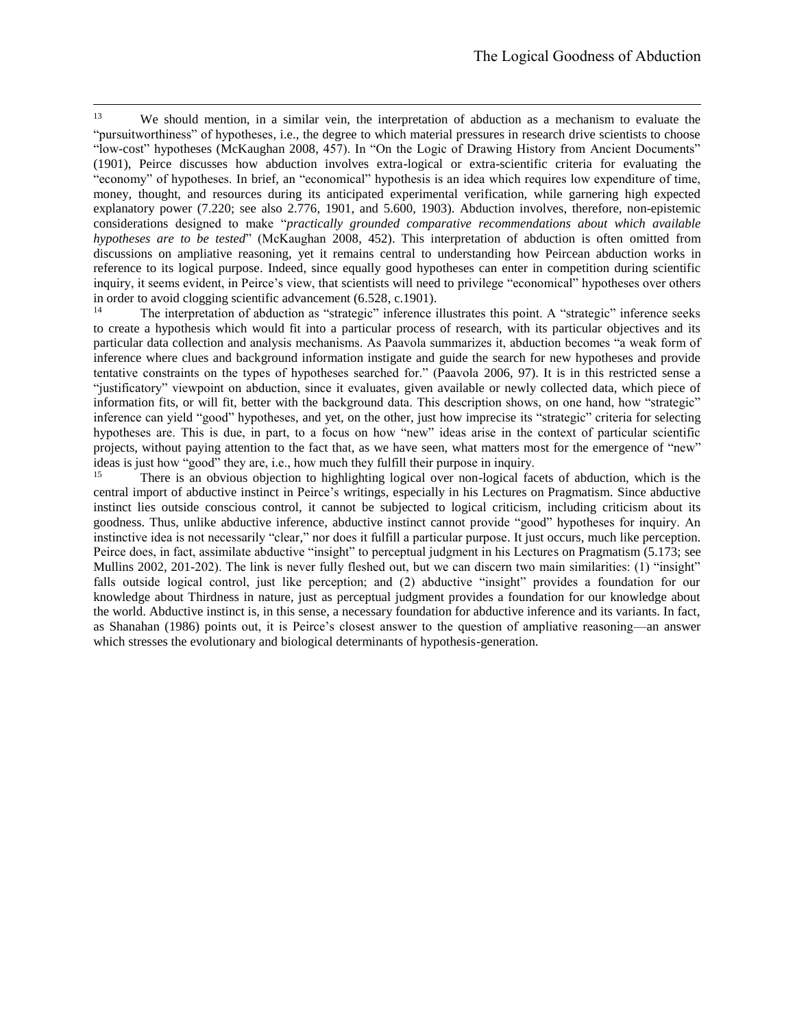[13] We should mention, in a similar vein, the interpretation of abduction as a mechanism to evaluate the "pursuitworthiness" of hypotheses, i.e., the degree to which material pressures in research drive scientists to choose "low-cost" hypotheses (McKaughan 2008, 457). In "On the Logic of Drawing History from Ancient Documents" (1901), Peirce discusses how abduction involves extra-logical or extra-scientific criteria for evaluating the "economy" of hypotheses. In brief, an "economical" hypothesis is an idea which requires low expenditure of time, money, thought, and resources during its anticipated experimental verification, while garnering high expected explanatory power (7.220; see also 2.776, 1901, and 5.600, 1903). Abduction involves, therefore, non-epistemic considerations designed to make "*practically grounded comparative recommendations about which available hypotheses are to be tested*" (McKaughan 2008, 452). This interpretation of abduction is often omitted from discussions on ampliative reasoning, yet it remains central to understanding how Peircean abduction works in reference to its logical purpose. Indeed, since equally good hypotheses can enter in competition during scientific inquiry, it seems evident, in Peirce's view, that scientists will need to privilege "economical" hypotheses over others in order to avoid clogging scientific advancement (6.528, c.1901).

[14] The interpretation of abduction as "strategic" inference illustrates this point. A "strategic" inference seeks to create a hypothesis which would fit into a particular process of research, with its particular objectives and its particular data collection and analysis mechanisms. As Paavola summarizes it, abduction becomes "a weak form of inference where clues and background information instigate and guide the search for new hypotheses and provide tentative constraints on the types of hypotheses searched for." (Paavola 2006, 97). It is in this restricted sense a "justificatory" viewpoint on abduction, since it evaluates, given available or newly collected data, which piece of information fits, or will fit, better with the background data. This description shows, on one hand, how "strategic" inference can yield "good" hypotheses, and yet, on the other, just how imprecise its "strategic" criteria for selecting hypotheses are. This is due, in part, to a focus on how "new" ideas arise in the context of particular scientific projects, without paying attention to the fact that, as we have seen, what matters most for the emergence of "new" ideas is just how "good" they are, i.e., how much they fulfill their purpose in inquiry.

[15] There is an obvious objection to highlighting logical over non-logical facets of abduction, which is the central import of abductive instinct in Peirce's writings, especially in his Lectures on Pragmatism. Since abductive instinct lies outside conscious control, it cannot be subjected to logical criticism, including criticism about its goodness. Thus, unlike abductive inference, abductive instinct cannot provide "good" hypotheses for inquiry. An instinctive idea is not necessarily "clear," nor does it fulfill a particular purpose. It just occurs, much like perception. Peirce does, in fact, assimilate abductive "insight" to perceptual judgment in his Lectures on Pragmatism (5.173; see Mullins 2002, 201-202). The link is never fully fleshed out, but we can discern two main similarities: (1) "insight" falls outside logical control, just like perception; and (2) abductive "insight" provides a foundation for our knowledge about Thirdness in nature, just as perceptual judgment provides a foundation for our knowledge about the world. Abductive instinct is, in this sense, a necessary foundation for abductive inference and its variants. In fact, as Shanahan (1986) points out, it is Peirce's closest answer to the question of ampliative reasoning—an answer which stresses the evolutionary and biological determinants of hypothesis-generation.